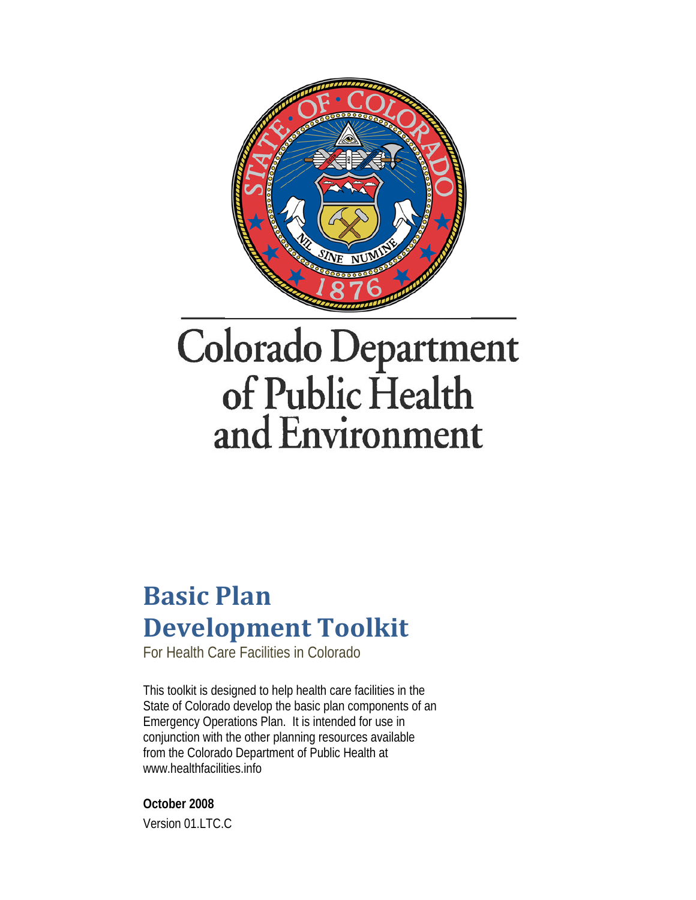Colorado Department of Public Health and Environment

# Basic Plan Development Toolkit

For Health Care Facilities in Colorado

This toolkit is designed to help health care facilities in the State of Colorado develop the basic plan components of an Emergency Operations Plan. It is intended for use in conjunction with the other planning resources available from the Colorado Department of Public Health at www.healthfacilities.info

**October 2008**

Version 01.LTC.C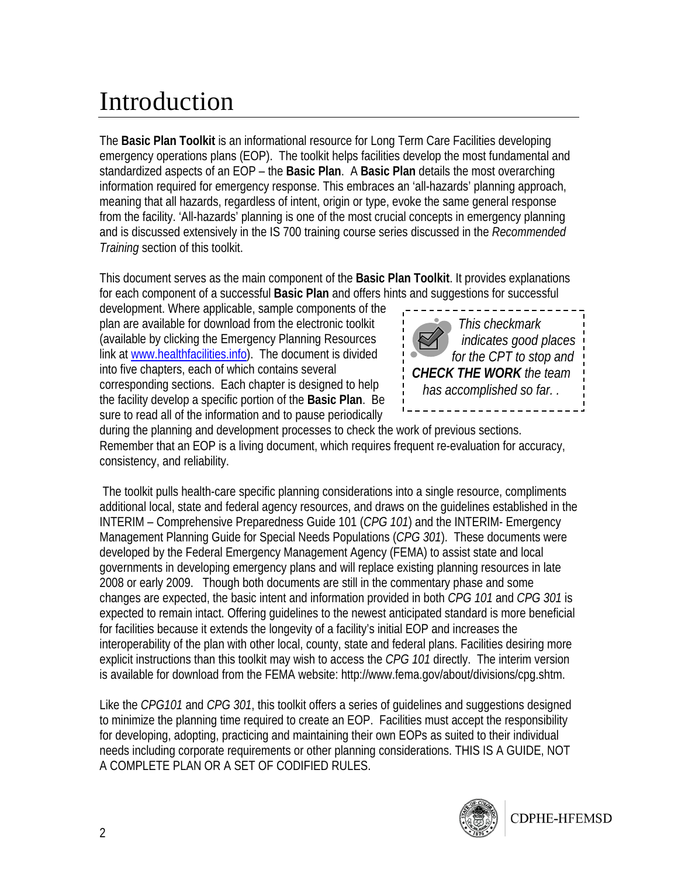# Introduction

The **Basic Plan Toolkit** is an informational resource for Long Term Care Facilities developing emergency operations plans (EOP). The toolkit helps facilities develop the most fundamental and standardized aspects of an EOP – the **Basic Plan**. A **Basic Plan** details the most overarching information required for emergency response. This embraces an 'all-hazards' planning approach, meaning that all hazards, regardless of intent, origin or type, evoke the same general response from the facility. 'All-hazards' planning is one of the most crucial concepts in emergency planning and is discussed extensively in the IS 700 training course series discussed in the *Recommended Training* section of this toolkit.

This document serves as the main component of the **Basic Plan Toolkit**. It provides explanations for each component of a successful **Basic Plan** and offers hints and suggestions for successful development. Where applicable, sample components of the plan are available for download from the electronic toolkit (available by clicking the Emergency Planning Resources link at www.healthfacilities.info). The document is divided into five chapters, each of which contains several corresponding sections. Each chapter is designed to help the facility develop a specific portion of the **Basic Plan**. Be sure to read all of the information and to pause periodically during the planning and development processes to check the work of previous sections. Remember that an EOP is a living document, which requires frequent re-evaluation for accuracy, consistency, and reliability.

> *This checkmark indicates good places for the CPT to stop and **CHECK THE WORK** the team has accomplished so far. .*

The toolkit pulls health-care specific planning considerations into a single resource, compliments additional local, state and federal agency resources, and draws on the guidelines established in the INTERIM – Comprehensive Preparedness Guide 101 (*CPG 101*) and the INTERIM- Emergency Management Planning Guide for Special Needs Populations (*CPG 301*). These documents were developed by the Federal Emergency Management Agency (FEMA) to assist state and local governments in developing emergency plans and will replace existing planning resources in late 2008 or early 2009. Though both documents are still in the commentary phase and some changes are expected, the basic intent and information provided in both *CPG 101* and *CPG 301* is expected to remain intact. Offering guidelines to the newest anticipated standard is more beneficial for facilities because it extends the longevity of a facility's initial EOP and increases the interoperability of the plan with other local, county, state and federal plans. Facilities desiring more explicit instructions than this toolkit may wish to access the *CPG 101* directly. The interim version is available for download from the FEMA website: http://www.fema.gov/about/divisions/cpg.shtm.

Like the *CPG101* and *CPG 301*, this toolkit offers a series of guidelines and suggestions designed to minimize the planning time required to create an EOP. Facilities must accept the responsibility for developing, adopting, practicing and maintaining their own EOPs as suited to their individual needs including corporate requirements or other planning considerations. THIS IS A GUIDE, NOT A COMPLETE PLAN OR A SET OF CODIFIED RULES.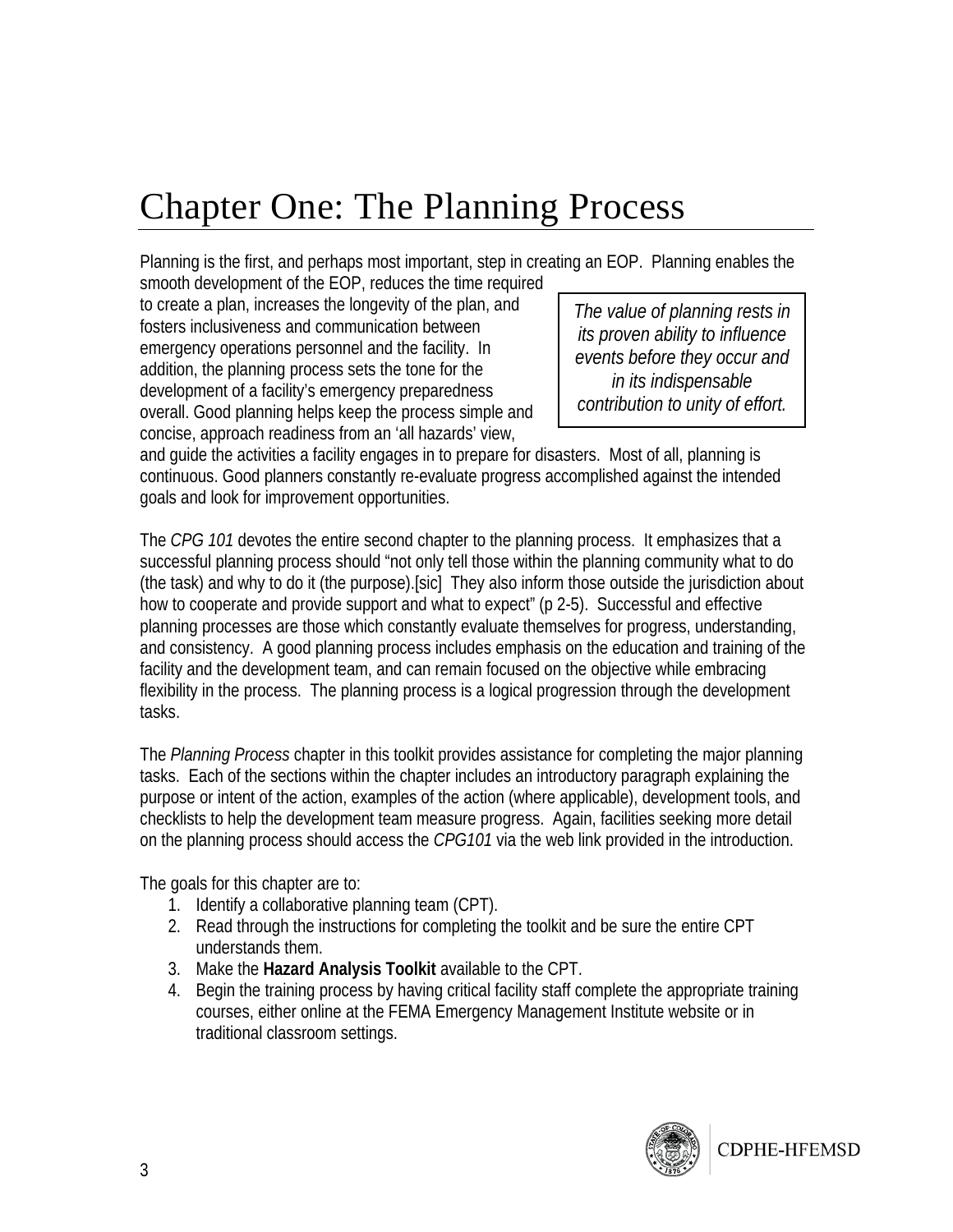# Chapter One: The Planning Process

Planning is the first, and perhaps most important, step in creating an EOP. Planning enables the smooth development of the EOP, reduces the time required to create a plan, increases the longevity of the plan, and fosters inclusiveness and communication between emergency operations personnel and the facility. In addition, the planning process sets the tone for the development of a facility's emergency preparedness overall. Good planning helps keep the process simple and concise, approach readiness from an 'all hazards' view, and guide the activities a facility engages in to prepare for disasters. Most of all, planning is continuous. Good planners constantly re-evaluate progress accomplished against the intended goals and look for improvement opportunities.

> *The value of planning rests in its proven ability to influence events before they occur and in its indispensable contribution to unity of effort.*

The *CPG 101* devotes the entire second chapter to the planning process. It emphasizes that a successful planning process should "not only tell those within the planning community what to do (the task) and why to do it (the purpose).[sic] They also inform those outside the jurisdiction about how to cooperate and provide support and what to expect" (p 2-5). Successful and effective planning processes are those which constantly evaluate themselves for progress, understanding, and consistency. A good planning process includes emphasis on the education and training of the facility and the development team, and can remain focused on the objective while embracing flexibility in the process. The planning process is a logical progression through the development tasks.

The *Planning Process* chapter in this toolkit provides assistance for completing the major planning tasks. Each of the sections within the chapter includes an introductory paragraph explaining the purpose or intent of the action, examples of the action (where applicable), development tools, and checklists to help the development team measure progress. Again, facilities seeking more detail on the planning process should access the *CPG101* via the web link provided in the introduction.

The goals for this chapter are to:

1. Identify a collaborative planning team (CPT).
2. Read through the instructions for completing the toolkit and be sure the entire CPT understands them.
3. Make the **Hazard Analysis Toolkit** available to the CPT.
4. Begin the training process by having critical facility staff complete the appropriate training courses, either online at the FEMA Emergency Management Institute website or in traditional classroom settings.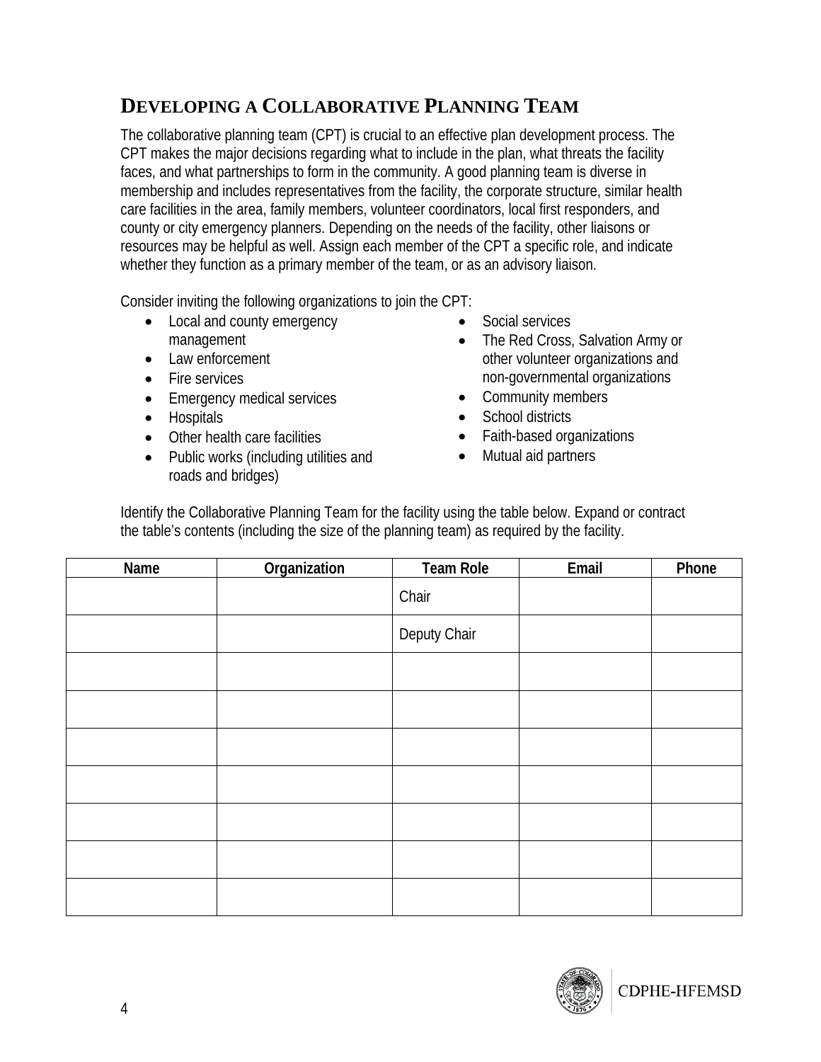## Developing a Collaborative Planning Team

The collaborative planning team (CPT) is crucial to an effective plan development process. The CPT makes the major decisions regarding what to include in the plan, what threats the facility faces, and what partnerships to form in the community. A good planning team is diverse in membership and includes representatives from the facility, the corporate structure, similar health care facilities in the area, family members, volunteer coordinators, local first responders, and county or city emergency planners. Depending on the needs of the facility, other liaisons or resources may be helpful as well. Assign each member of the CPT a specific role, and indicate whether they function as a primary member of the team, or as an advisory liaison.

Consider inviting the following organizations to join the CPT:

- Local and county emergency management
- Law enforcement
- Fire services
- Emergency medical services
- Hospitals
- Other health care facilities
- Public works (including utilities and roads and bridges)
- Social services
- The Red Cross, Salvation Army or other volunteer organizations and non-governmental organizations
- Community members
- School districts
- Faith-based organizations
- Mutual aid partners

Identify the Collaborative Planning Team for the facility using the table below. Expand or contract the table's contents (including the size of the planning team) as required by the facility.

| Name | Organization | Team Role | Email | Phone |
|---|---|---|---|---|
| | | Chair | | |
| | | Deputy Chair | | |
| | | | | |
| | | | | |
| | | | | |
| | | | | |
| | | | | |
| | | | | |
| | | | | |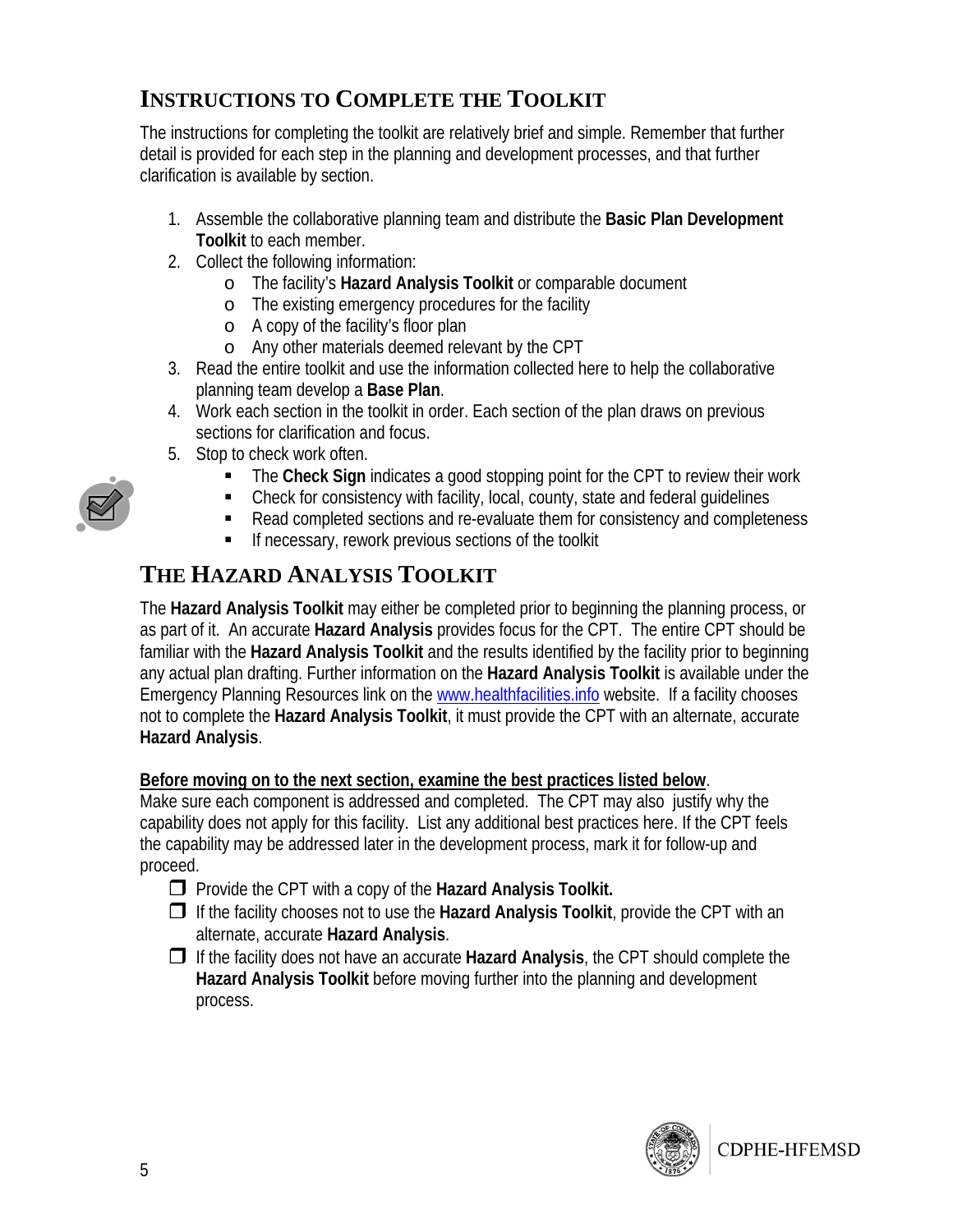## Instructions to Complete the Toolkit

The instructions for completing the toolkit are relatively brief and simple. Remember that further detail is provided for each step in the planning and development processes, and that further clarification is available by section.

1. Assemble the collaborative planning team and distribute the **Basic Plan Development Toolkit** to each member.
2. Collect the following information:
   - The facility's **Hazard Analysis Toolkit** or comparable document
   - The existing emergency procedures for the facility
   - A copy of the facility's floor plan
   - Any other materials deemed relevant by the CPT
3. Read the entire toolkit and use the information collected here to help the collaborative planning team develop a **Base Plan**.
4. Work each section in the toolkit in order. Each section of the plan draws on previous sections for clarification and focus.
5. Stop to check work often.
   - The **Check Sign** indicates a good stopping point for the CPT to review their work
   - Check for consistency with facility, local, county, state and federal guidelines
   - Read completed sections and re-evaluate them for consistency and completeness
   - If necessary, rework previous sections of the toolkit

## The Hazard Analysis Toolkit

The **Hazard Analysis Toolkit** may either be completed prior to beginning the planning process, or as part of it. An accurate **Hazard Analysis** provides focus for the CPT. The entire CPT should be familiar with the **Hazard Analysis Toolkit** and the results identified by the facility prior to beginning any actual plan drafting. Further information on the **Hazard Analysis Toolkit** is available under the Emergency Planning Resources link on the www.healthfacilities.info website. If a facility chooses not to complete the **Hazard Analysis Toolkit**, it must provide the CPT with an alternate, accurate **Hazard Analysis**.

**Before moving on to the next section, examine the best practices listed below**.
Make sure each component is addressed and completed. The CPT may also justify why the capability does not apply for this facility. List any additional best practices here. If the CPT feels the capability may be addressed later in the development process, mark it for follow-up and proceed.

- ❒ Provide the CPT with a copy of the **Hazard Analysis Toolkit.**
- ❒ If the facility chooses not to use the **Hazard Analysis Toolkit**, provide the CPT with an alternate, accurate **Hazard Analysis**.
- ❒ If the facility does not have an accurate **Hazard Analysis**, the CPT should complete the **Hazard Analysis Toolkit** before moving further into the planning and development process.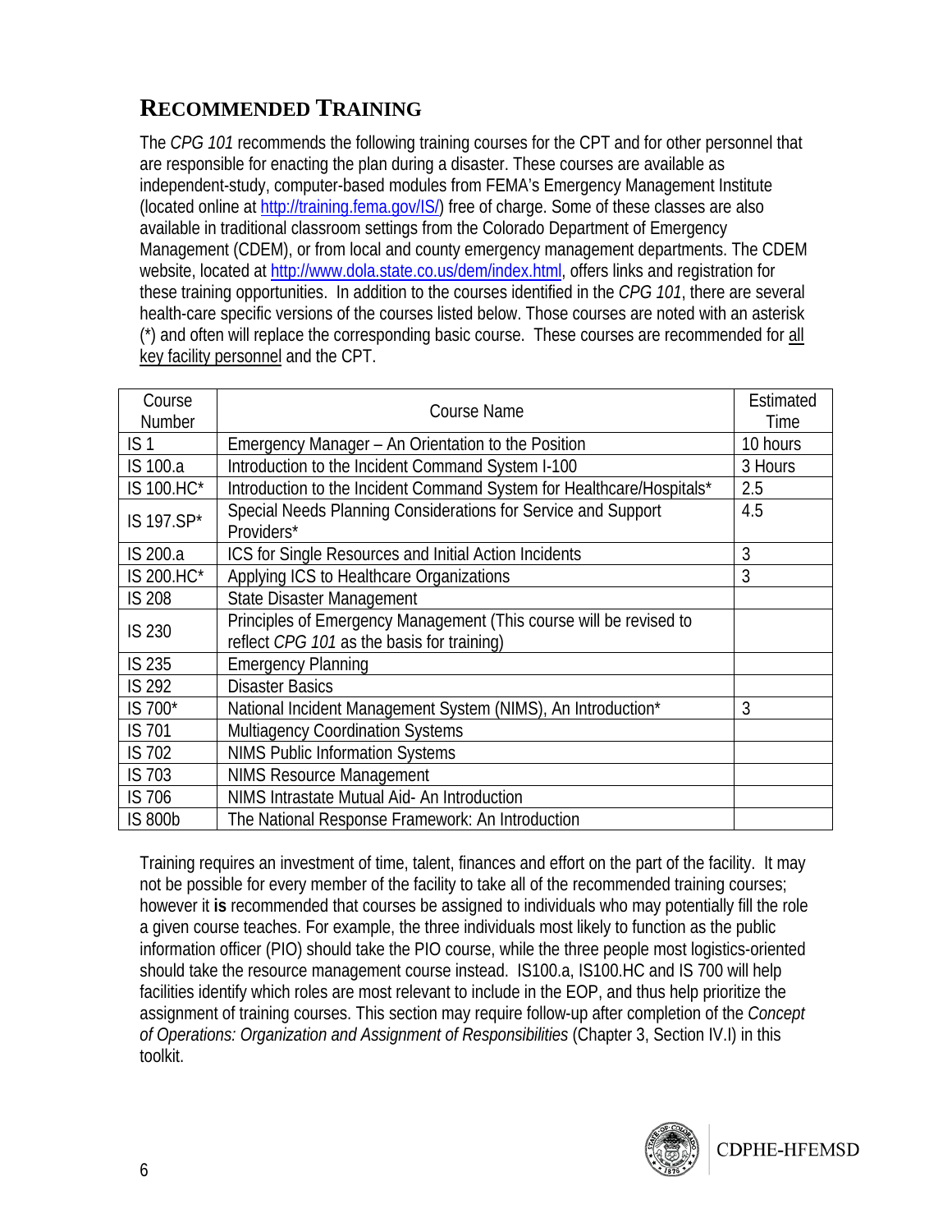## RECOMMENDED TRAINING

The *CPG 101* recommends the following training courses for the CPT and for other personnel that are responsible for enacting the plan during a disaster. These courses are available as independent-study, computer-based modules from FEMA's Emergency Management Institute (located online at http://training.fema.gov/IS/) free of charge. Some of these classes are also available in traditional classroom settings from the Colorado Department of Emergency Management (CDEM), or from local and county emergency management departments. The CDEM website, located at http://www.dola.state.co.us/dem/index.html, offers links and registration for these training opportunities. In addition to the courses identified in the *CPG 101*, there are several health-care specific versions of the courses listed below. Those courses are noted with an asterisk (*) and often will replace the corresponding basic course. These courses are recommended for all key facility personnel and the CPT.

| Course Number | Course Name | Estimated Time |
|---|---|---|
| IS 1 | Emergency Manager – An Orientation to the Position | 10 hours |
| IS 100.a | Introduction to the Incident Command System I-100 | 3 Hours |
| IS 100.HC* | Introduction to the Incident Command System for Healthcare/Hospitals* | 2.5 |
| IS 197.SP* | Special Needs Planning Considerations for Service and Support Providers* | 4.5 |
| IS 200.a | ICS for Single Resources and Initial Action Incidents | 3 |
| IS 200.HC* | Applying ICS to Healthcare Organizations | 3 |
| IS 208 | State Disaster Management | |
| IS 230 | Principles of Emergency Management (This course will be revised to reflect *CPG 101* as the basis for training) | |
| IS 235 | Emergency Planning | |
| IS 292 | Disaster Basics | |
| IS 700* | National Incident Management System (NIMS), An Introduction* | 3 |
| IS 701 | Multiagency Coordination Systems | |
| IS 702 | NIMS Public Information Systems | |
| IS 703 | NIMS Resource Management | |
| IS 706 | NIMS Intrastate Mutual Aid- An Introduction | |
| IS 800b | The National Response Framework: An Introduction | |

Training requires an investment of time, talent, finances and effort on the part of the facility. It may not be possible for every member of the facility to take all of the recommended training courses; however it **is** recommended that courses be assigned to individuals who may potentially fill the role a given course teaches. For example, the three individuals most likely to function as the public information officer (PIO) should take the PIO course, while the three people most logistics-oriented should take the resource management course instead. IS100.a, IS100.HC and IS 700 will help facilities identify which roles are most relevant to include in the EOP, and thus help prioritize the assignment of training courses. This section may require follow-up after completion of the *Concept of Operations: Organization and Assignment of Responsibilities* (Chapter 3, Section IV.I) in this toolkit.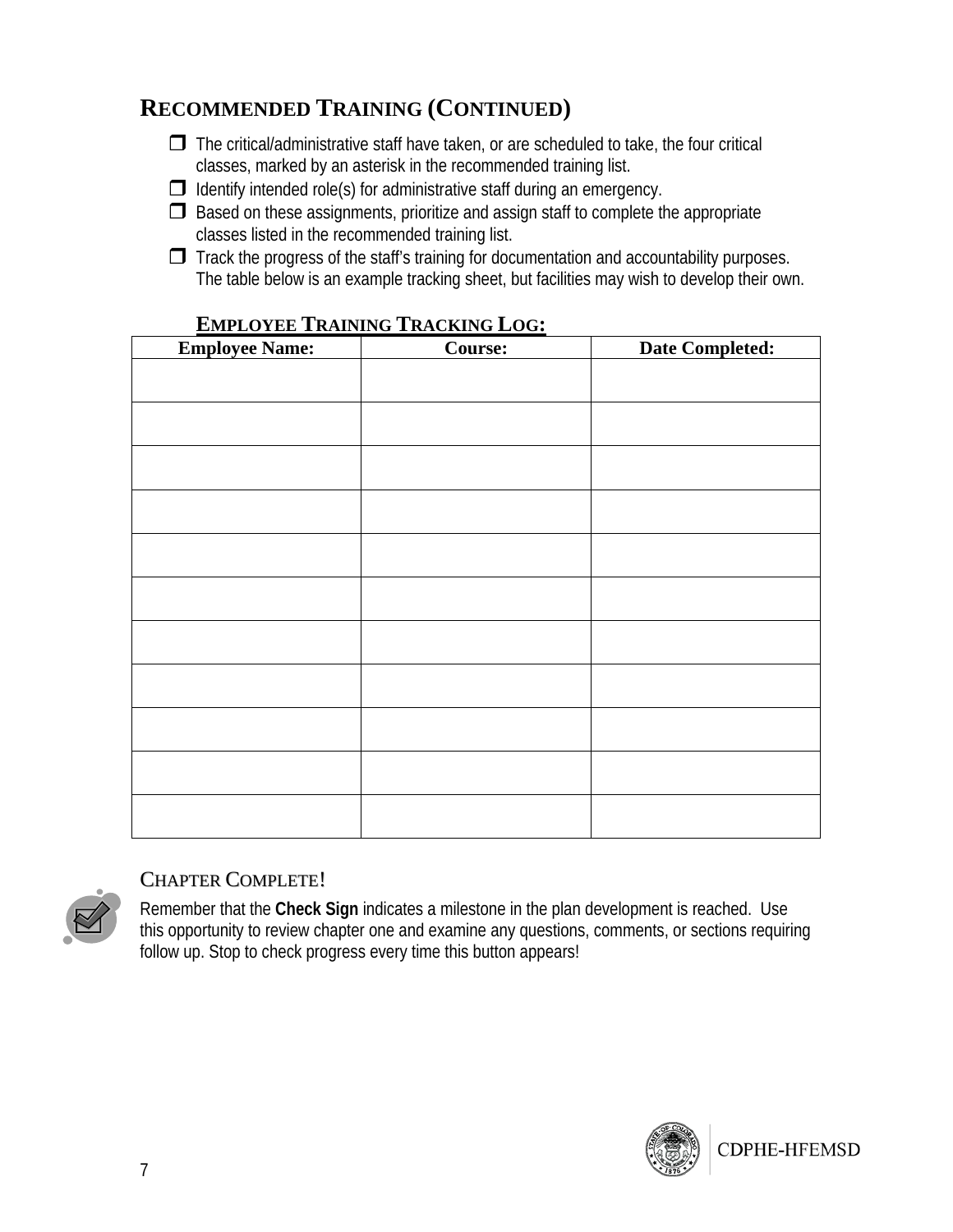## RECOMMENDED TRAINING (CONTINUED)

- ❒ The critical/administrative staff have taken, or are scheduled to take, the four critical classes, marked by an asterisk in the recommended training list.
- ❒ Identify intended role(s) for administrative staff during an emergency.
- ❒ Based on these assignments, prioritize and assign staff to complete the appropriate classes listed in the recommended training list.
- ❒ Track the progress of the staff's training for documentation and accountability purposes. The table below is an example tracking sheet, but facilities may wish to develop their own.

### EMPLOYEE TRAINING TRACKING LOG:

| Employee Name: | Course: | Date Completed: |
|---|---|---|
| | | |
| | | |
| | | |
| | | |
| | | |
| | | |
| | | |
| | | |
| | | |
| | | |
| | | |

### CHAPTER COMPLETE!

Remember that the **Check Sign** indicates a milestone in the plan development is reached. Use this opportunity to review chapter one and examine any questions, comments, or sections requiring follow up. Stop to check progress every time this button appears!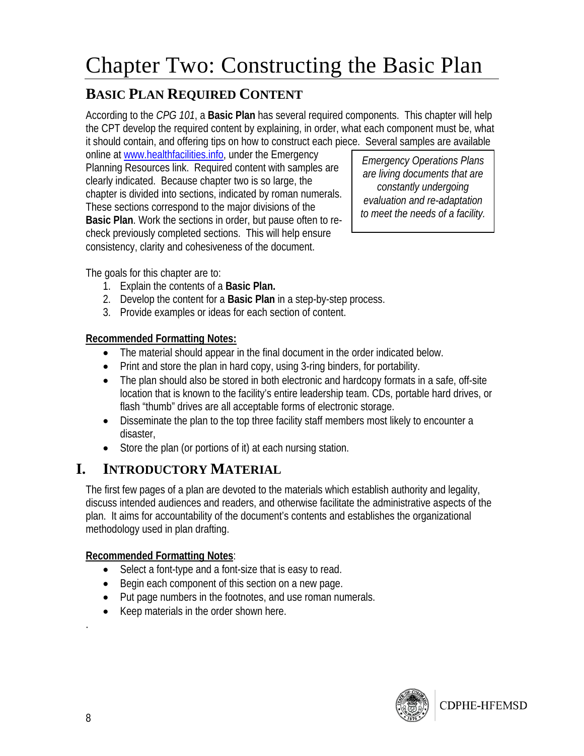# Chapter Two: Constructing the Basic Plan

## Basic Plan Required Content

According to the *CPG 101*, a **Basic Plan** has several required components. This chapter will help the CPT develop the required content by explaining, in order, what each component must be, what it should contain, and offering tips on how to construct each piece. Several samples are available online at www.healthfacilities.info, under the Emergency Planning Resources link. Required content with samples are clearly indicated. Because chapter two is so large, the chapter is divided into sections, indicated by roman numerals. These sections correspond to the major divisions of the **Basic Plan**. Work the sections in order, but pause often to re-check previously completed sections. This will help ensure consistency, clarity and cohesiveness of the document.

*Emergency Operations Plans are living documents that are constantly undergoing evaluation and re-adaptation to meet the needs of a facility.*

The goals for this chapter are to:

1. Explain the contents of a **Basic Plan.**
2. Develop the content for a **Basic Plan** in a step-by-step process.
3. Provide examples or ideas for each section of content.

**Recommended Formatting Notes:**

- The material should appear in the final document in the order indicated below.
- Print and store the plan in hard copy, using 3-ring binders, for portability.
- The plan should also be stored in both electronic and hardcopy formats in a safe, off-site location that is known to the facility's entire leadership team. CDs, portable hard drives, or flash "thumb" drives are all acceptable forms of electronic storage.
- Disseminate the plan to the top three facility staff members most likely to encounter a disaster,
- Store the plan (or portions of it) at each nursing station.

## I. Introductory Material

The first few pages of a plan are devoted to the materials which establish authority and legality, discuss intended audiences and readers, and otherwise facilitate the administrative aspects of the plan. It aims for accountability of the document's contents and establishes the organizational methodology used in plan drafting.

**Recommended Formatting Notes**:

- Select a font-type and a font-size that is easy to read.
- Begin each component of this section on a new page.
- Put page numbers in the footnotes, and use roman numerals.
- Keep materials in the order shown here.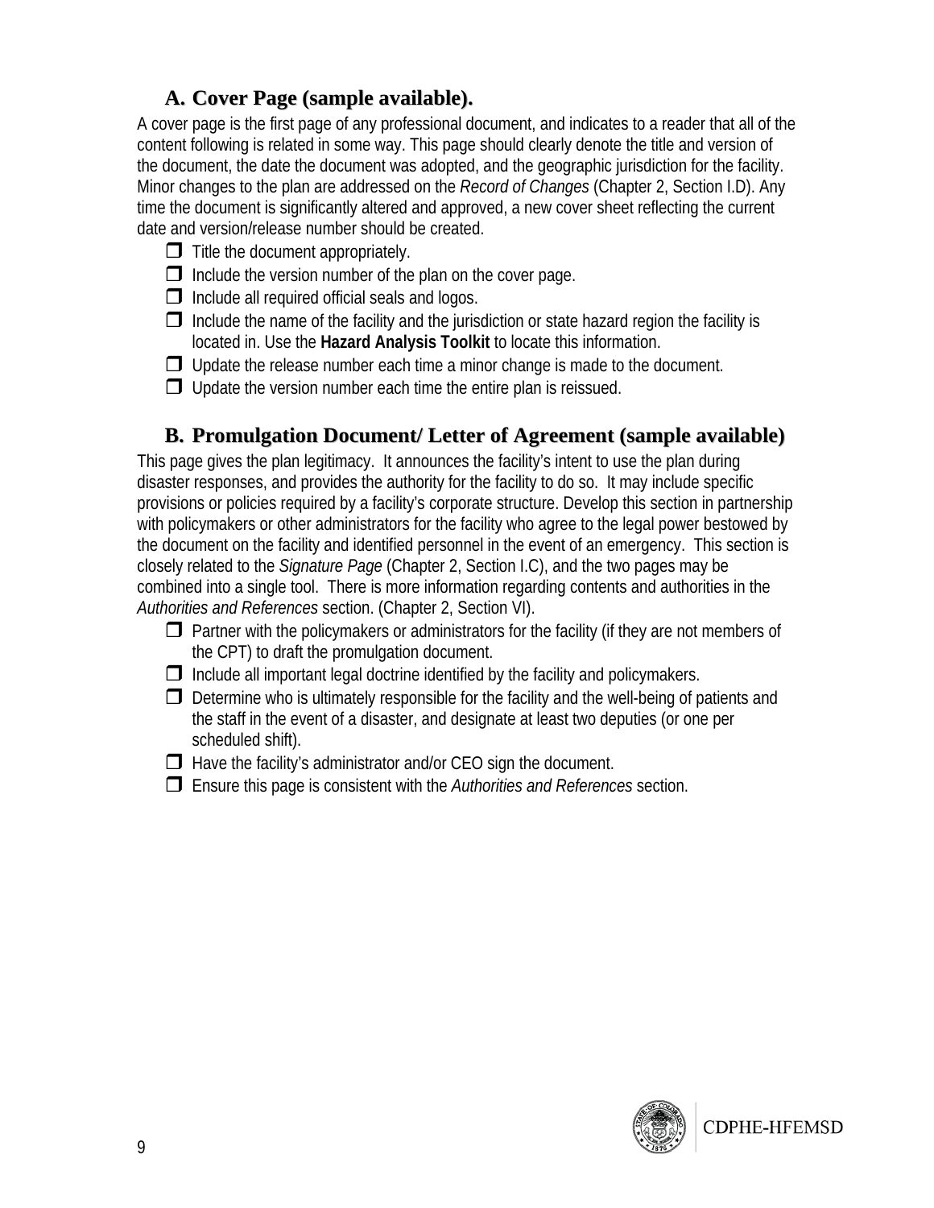### A. Cover Page (sample available).

A cover page is the first page of any professional document, and indicates to a reader that all of the content following is related in some way. This page should clearly denote the title and version of the document, the date the document was adopted, and the geographic jurisdiction for the facility. Minor changes to the plan are addressed on the *Record of Changes* (Chapter 2, Section I.D). Any time the document is significantly altered and approved, a new cover sheet reflecting the current date and version/release number should be created.

- ❒ Title the document appropriately.
- ❒ Include the version number of the plan on the cover page.
- ❒ Include all required official seals and logos.
- ❒ Include the name of the facility and the jurisdiction or state hazard region the facility is located in. Use the **Hazard Analysis Toolkit** to locate this information.
- ❒ Update the release number each time a minor change is made to the document.
- ❒ Update the version number each time the entire plan is reissued.

### B. Promulgation Document/ Letter of Agreement (sample available)

This page gives the plan legitimacy. It announces the facility's intent to use the plan during disaster responses, and provides the authority for the facility to do so. It may include specific provisions or policies required by a facility's corporate structure. Develop this section in partnership with policymakers or other administrators for the facility who agree to the legal power bestowed by the document on the facility and identified personnel in the event of an emergency. This section is closely related to the *Signature Page* (Chapter 2, Section I.C), and the two pages may be combined into a single tool. There is more information regarding contents and authorities in the *Authorities and References* section. (Chapter 2, Section VI).

- ❒ Partner with the policymakers or administrators for the facility (if they are not members of the CPT) to draft the promulgation document.
- ❒ Include all important legal doctrine identified by the facility and policymakers.
- ❒ Determine who is ultimately responsible for the facility and the well-being of patients and the staff in the event of a disaster, and designate at least two deputies (or one per scheduled shift).
- ❒ Have the facility's administrator and/or CEO sign the document.
- ❒ Ensure this page is consistent with the *Authorities and References* section.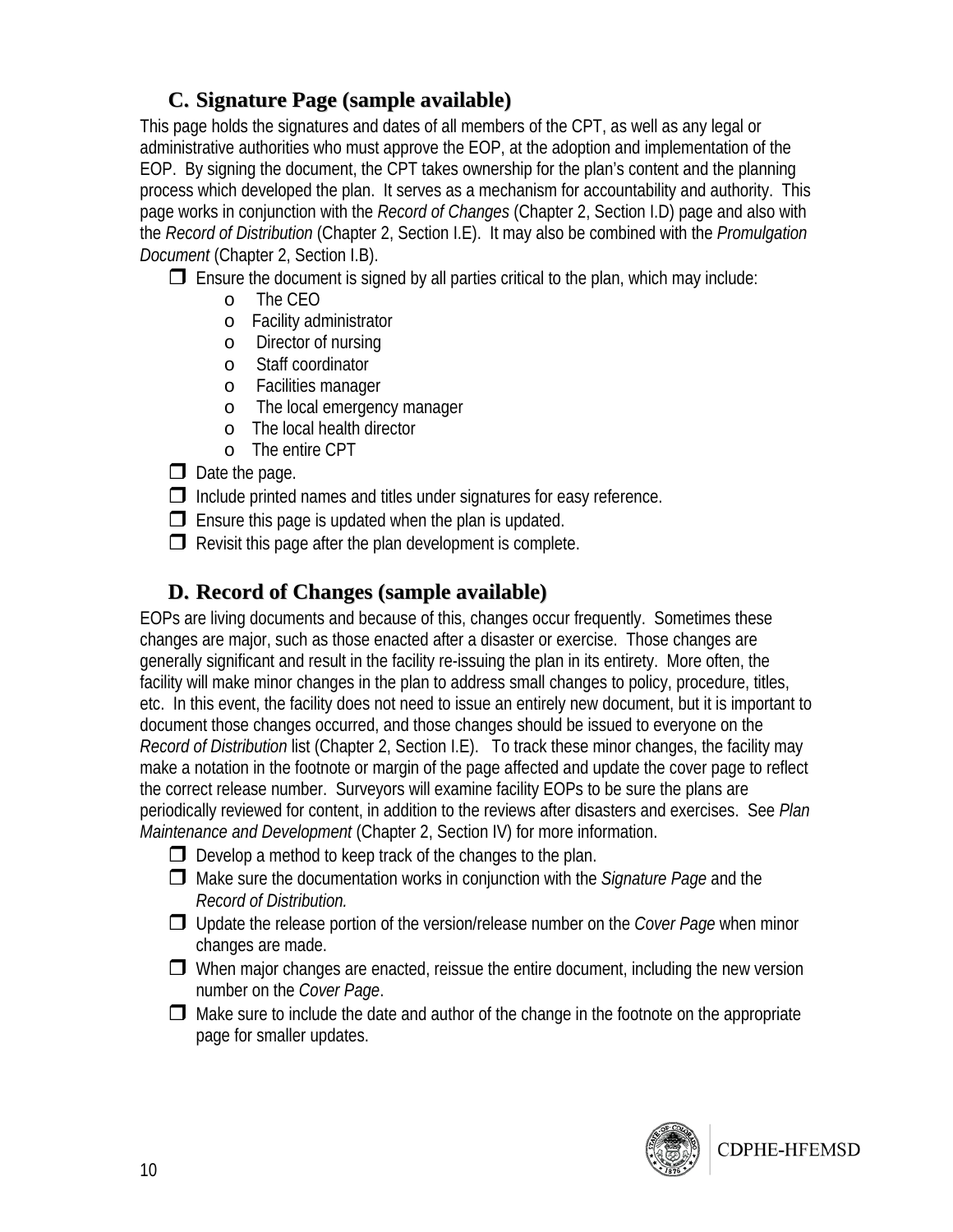### C. Signature Page (sample available)

This page holds the signatures and dates of all members of the CPT, as well as any legal or administrative authorities who must approve the EOP, at the adoption and implementation of the EOP. By signing the document, the CPT takes ownership for the plan's content and the planning process which developed the plan. It serves as a mechanism for accountability and authority. This page works in conjunction with the *Record of Changes* (Chapter 2, Section I.D) page and also with the *Record of Distribution* (Chapter 2, Section I.E). It may also be combined with the *Promulgation Document* (Chapter 2, Section I.B).

- ❒ Ensure the document is signed by all parties critical to the plan, which may include:
  - The CEO
  - Facility administrator
  - Director of nursing
  - Staff coordinator
  - Facilities manager
  - The local emergency manager
  - The local health director
  - The entire CPT
- ❒ Date the page.
- ❒ Include printed names and titles under signatures for easy reference.
- ❒ Ensure this page is updated when the plan is updated.
- ❒ Revisit this page after the plan development is complete.

### D. Record of Changes (sample available)

EOPs are living documents and because of this, changes occur frequently. Sometimes these changes are major, such as those enacted after a disaster or exercise. Those changes are generally significant and result in the facility re-issuing the plan in its entirety. More often, the facility will make minor changes in the plan to address small changes to policy, procedure, titles, etc. In this event, the facility does not need to issue an entirely new document, but it is important to document those changes occurred, and those changes should be issued to everyone on the *Record of Distribution* list (Chapter 2, Section I.E). To track these minor changes, the facility may make a notation in the footnote or margin of the page affected and update the cover page to reflect the correct release number. Surveyors will examine facility EOPs to be sure the plans are periodically reviewed for content, in addition to the reviews after disasters and exercises. See *Plan Maintenance and Development* (Chapter 2, Section IV) for more information.

- ❒ Develop a method to keep track of the changes to the plan.
- ❒ Make sure the documentation works in conjunction with the *Signature Page* and the *Record of Distribution.*
- ❒ Update the release portion of the version/release number on the *Cover Page* when minor changes are made.
- ❒ When major changes are enacted, reissue the entire document, including the new version number on the *Cover Page*.
- ❒ Make sure to include the date and author of the change in the footnote on the appropriate page for smaller updates.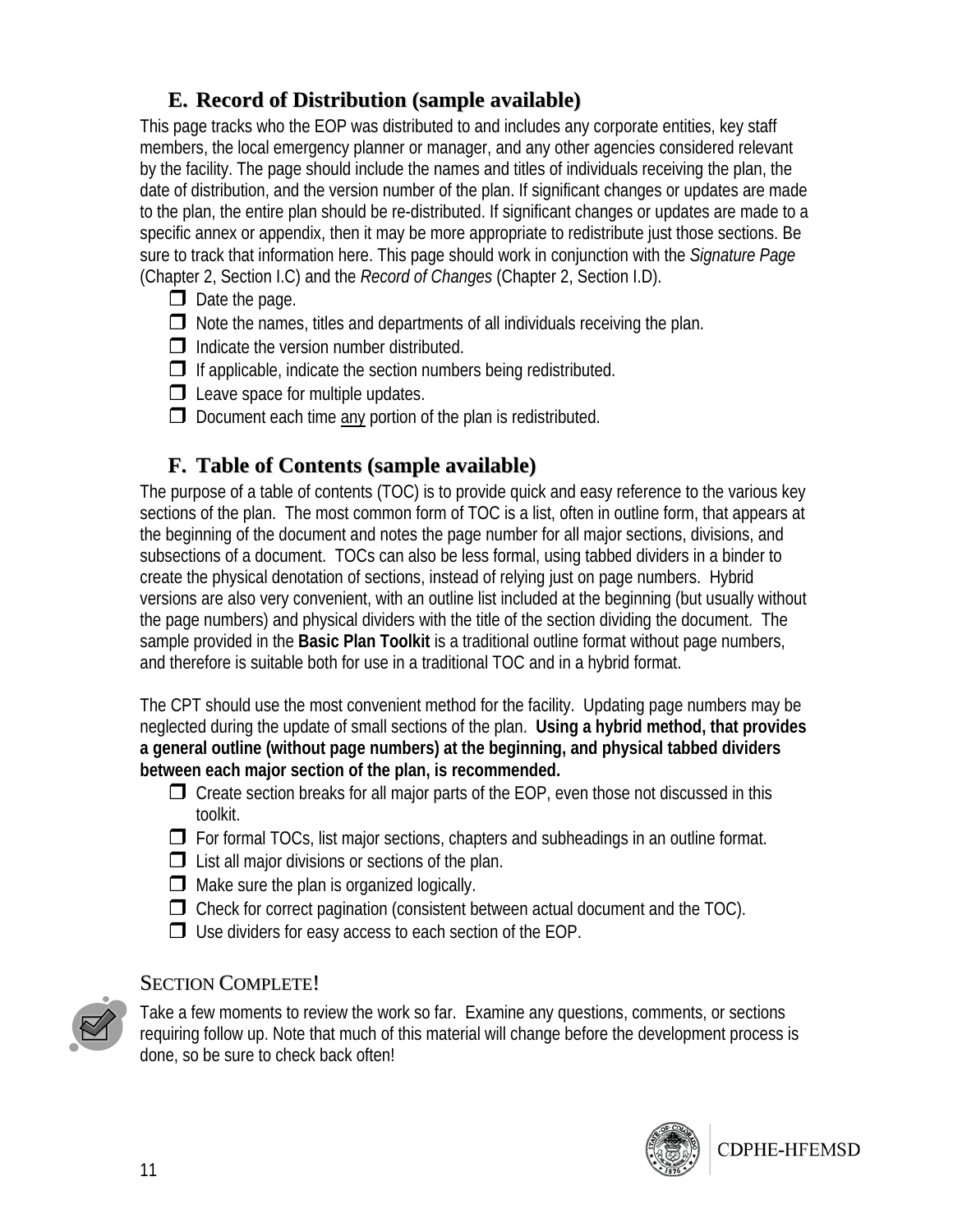## E. Record of Distribution (sample available)

This page tracks who the EOP was distributed to and includes any corporate entities, key staff members, the local emergency planner or manager, and any other agencies considered relevant by the facility. The page should include the names and titles of individuals receiving the plan, the date of distribution, and the version number of the plan. If significant changes or updates are made to the plan, the entire plan should be re-distributed. If significant changes or updates are made to a specific annex or appendix, then it may be more appropriate to redistribute just those sections. Be sure to track that information here. This page should work in conjunction with the *Signature Page* (Chapter 2, Section I.C) and the *Record of Changes* (Chapter 2, Section I.D).

- ☐ Date the page.
- ☐ Note the names, titles and departments of all individuals receiving the plan.
- ☐ Indicate the version number distributed.
- ☐ If applicable, indicate the section numbers being redistributed.
- ☐ Leave space for multiple updates.
- ☐ Document each time <u>any</u> portion of the plan is redistributed.

## F. Table of Contents (sample available)

The purpose of a table of contents (TOC) is to provide quick and easy reference to the various key sections of the plan. The most common form of TOC is a list, often in outline form, that appears at the beginning of the document and notes the page number for all major sections, divisions, and subsections of a document. TOCs can also be less formal, using tabbed dividers in a binder to create the physical denotation of sections, instead of relying just on page numbers. Hybrid versions are also very convenient, with an outline list included at the beginning (but usually without the page numbers) and physical dividers with the title of the section dividing the document. The sample provided in the **Basic Plan Toolkit** is a traditional outline format without page numbers, and therefore is suitable both for use in a traditional TOC and in a hybrid format.

The CPT should use the most convenient method for the facility. Updating page numbers may be neglected during the update of small sections of the plan. **Using a hybrid method, that provides a general outline (without page numbers) at the beginning, and physical tabbed dividers between each major section of the plan, is recommended.**

- ☐ Create section breaks for all major parts of the EOP, even those not discussed in this toolkit.
- ☐ For formal TOCs, list major sections, chapters and subheadings in an outline format.
- ☐ List all major divisions or sections of the plan.
- ☐ Make sure the plan is organized logically.
- ☐ Check for correct pagination (consistent between actual document and the TOC).
- ☐ Use dividers for easy access to each section of the EOP.

### SECTION COMPLETE!

Take a few moments to review the work so far. Examine any questions, comments, or sections requiring follow up. Note that much of this material will change before the development process is done, so be sure to check back often!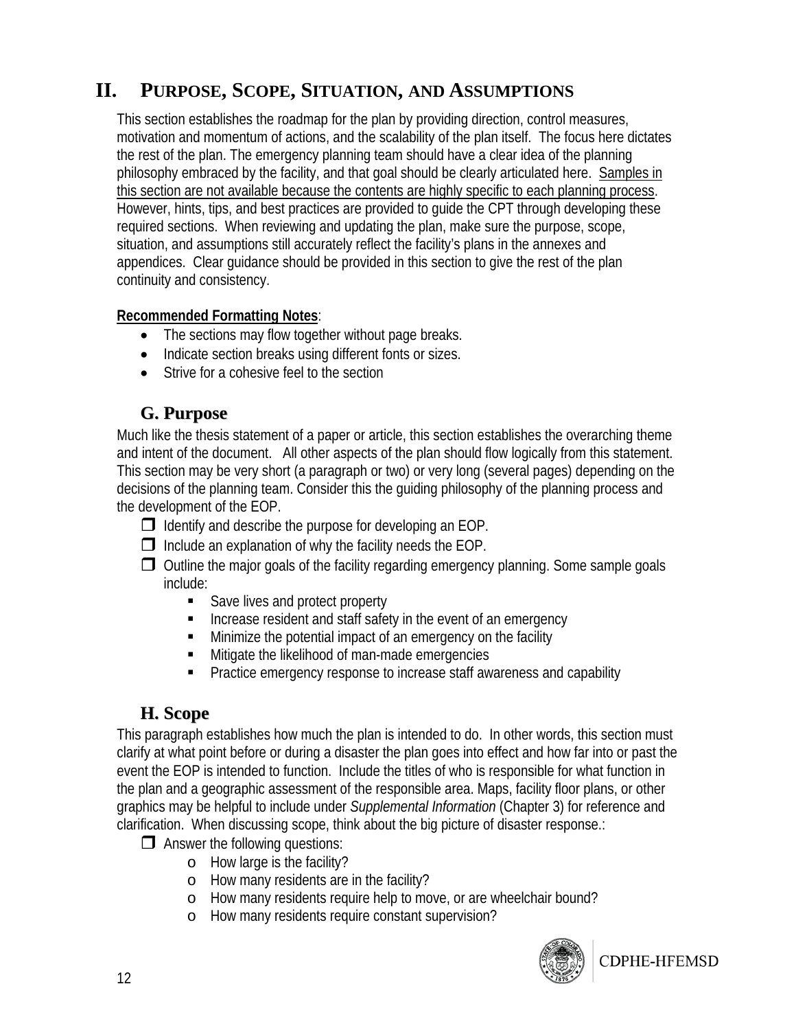# II. Purpose, Scope, Situation, and Assumptions

This section establishes the roadmap for the plan by providing direction, control measures, motivation and momentum of actions, and the scalability of the plan itself. The focus here dictates the rest of the plan. The emergency planning team should have a clear idea of the planning philosophy embraced by the facility, and that goal should be clearly articulated here. Samples in this section are not available because the contents are highly specific to each planning process. However, hints, tips, and best practices are provided to guide the CPT through developing these required sections. When reviewing and updating the plan, make sure the purpose, scope, situation, and assumptions still accurately reflect the facility's plans in the annexes and appendices. Clear guidance should be provided in this section to give the rest of the plan continuity and consistency.

**Recommended Formatting Notes**:

- The sections may flow together without page breaks.
- Indicate section breaks using different fonts or sizes.
- Strive for a cohesive feel to the section

## G. Purpose

Much like the thesis statement of a paper or article, this section establishes the overarching theme and intent of the document. All other aspects of the plan should flow logically from this statement. This section may be very short (a paragraph or two) or very long (several pages) depending on the decisions of the planning team. Consider this the guiding philosophy of the planning process and the development of the EOP.

- ☐ Identify and describe the purpose for developing an EOP.
- ☐ Include an explanation of why the facility needs the EOP.
- ☐ Outline the major goals of the facility regarding emergency planning. Some sample goals include:
  - Save lives and protect property
  - Increase resident and staff safety in the event of an emergency
  - Minimize the potential impact of an emergency on the facility
  - Mitigate the likelihood of man-made emergencies
  - Practice emergency response to increase staff awareness and capability

## H. Scope

This paragraph establishes how much the plan is intended to do. In other words, this section must clarify at what point before or during a disaster the plan goes into effect and how far into or past the event the EOP is intended to function. Include the titles of who is responsible for what function in the plan and a geographic assessment of the responsible area. Maps, facility floor plans, or other graphics may be helpful to include under *Supplemental Information* (Chapter 3) for reference and clarification. When discussing scope, think about the big picture of disaster response.:

- ☐ Answer the following questions:
  - How large is the facility?
  - How many residents are in the facility?
  - How many residents require help to move, or are wheelchair bound?
  - How many residents require constant supervision?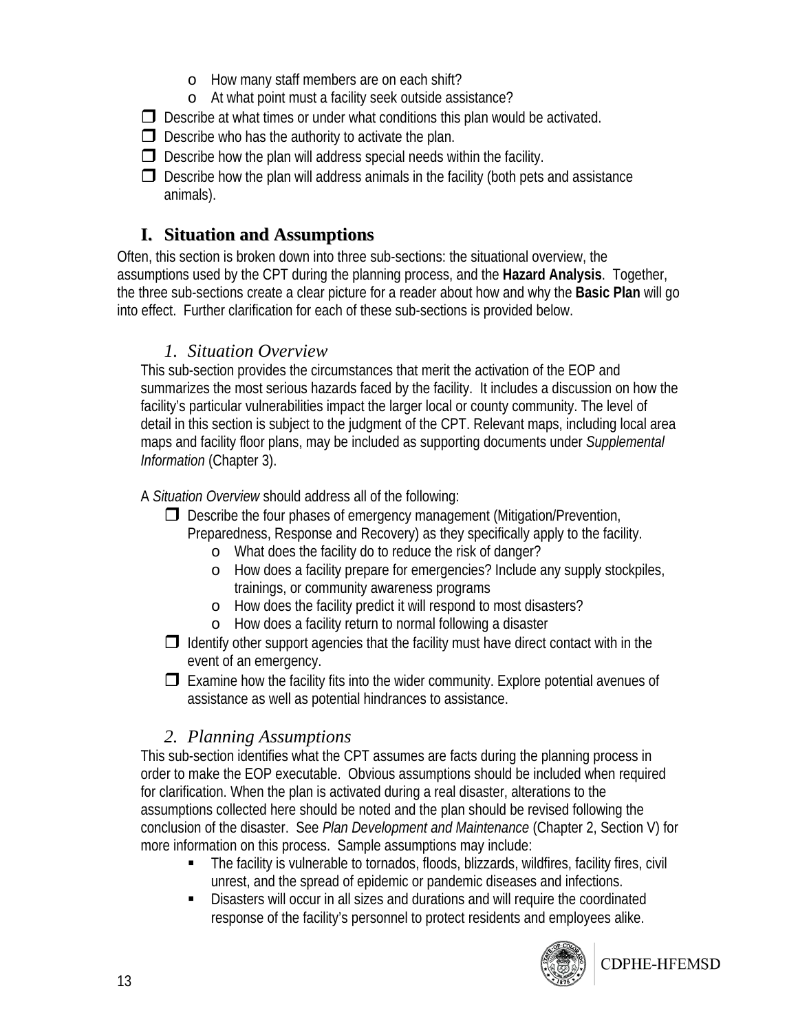- How many staff members are on each shift?
- At what point must a facility seek outside assistance?

- ❐ Describe at what times or under what conditions this plan would be activated.
- ❐ Describe who has the authority to activate the plan.
- ❐ Describe how the plan will address special needs within the facility.
- ❐ Describe how the plan will address animals in the facility (both pets and assistance animals).

## I. Situation and Assumptions

Often, this section is broken down into three sub-sections: the situational overview, the assumptions used by the CPT during the planning process, and the **Hazard Analysis**. Together, the three sub-sections create a clear picture for a reader about how and why the **Basic Plan** will go into effect. Further clarification for each of these sub-sections is provided below.

### *1. Situation Overview*

This sub-section provides the circumstances that merit the activation of the EOP and summarizes the most serious hazards faced by the facility. It includes a discussion on how the facility's particular vulnerabilities impact the larger local or county community. The level of detail in this section is subject to the judgment of the CPT. Relevant maps, including local area maps and facility floor plans, may be included as supporting documents under *Supplemental Information* (Chapter 3).

A *Situation Overview* should address all of the following:

- ❐ Describe the four phases of emergency management (Mitigation/Prevention, Preparedness, Response and Recovery) as they specifically apply to the facility.
  - What does the facility do to reduce the risk of danger?
  - How does a facility prepare for emergencies? Include any supply stockpiles, trainings, or community awareness programs
  - How does the facility predict it will respond to most disasters?
  - How does a facility return to normal following a disaster
- ❐ Identify other support agencies that the facility must have direct contact with in the event of an emergency.
- ❐ Examine how the facility fits into the wider community. Explore potential avenues of assistance as well as potential hindrances to assistance.

### *2. Planning Assumptions*

This sub-section identifies what the CPT assumes are facts during the planning process in order to make the EOP executable. Obvious assumptions should be included when required for clarification. When the plan is activated during a real disaster, alterations to the assumptions collected here should be noted and the plan should be revised following the conclusion of the disaster. See *Plan Development and Maintenance* (Chapter 2, Section V) for more information on this process. Sample assumptions may include:

- The facility is vulnerable to tornados, floods, blizzards, wildfires, facility fires, civil unrest, and the spread of epidemic or pandemic diseases and infections.
- Disasters will occur in all sizes and durations and will require the coordinated response of the facility's personnel to protect residents and employees alike.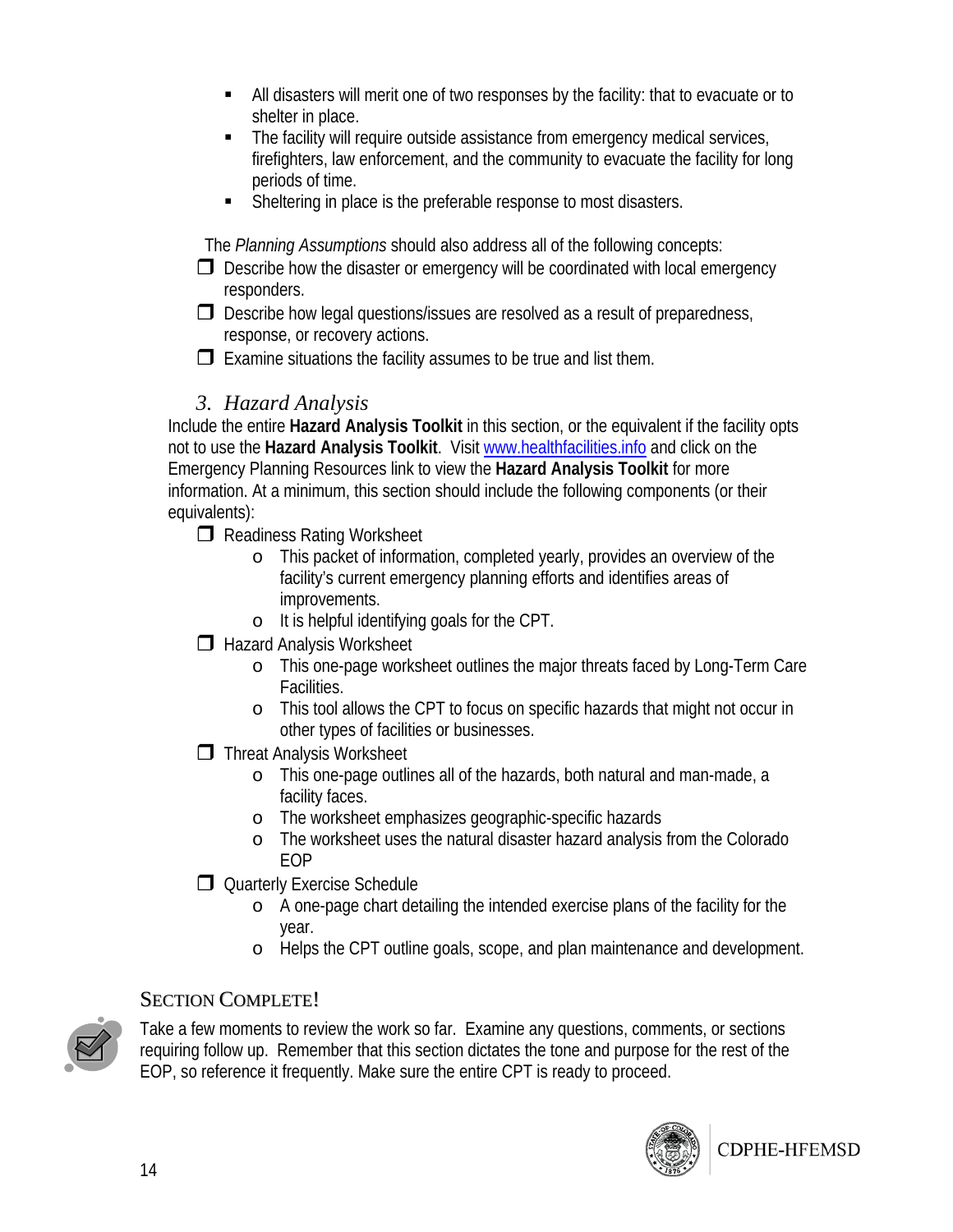- All disasters will merit one of two responses by the facility: that to evacuate or to shelter in place.
- The facility will require outside assistance from emergency medical services, firefighters, law enforcement, and the community to evacuate the facility for long periods of time.
- Sheltering in place is the preferable response to most disasters.

The *Planning Assumptions* should also address all of the following concepts:

- ❒ Describe how the disaster or emergency will be coordinated with local emergency responders.
- ❒ Describe how legal questions/issues are resolved as a result of preparedness, response, or recovery actions.
- ❒ Examine situations the facility assumes to be true and list them.

### 3. *Hazard Analysis*

Include the entire **Hazard Analysis Toolkit** in this section, or the equivalent if the facility opts not to use the **Hazard Analysis Toolkit**. Visit www.healthfacilities.info and click on the Emergency Planning Resources link to view the **Hazard Analysis Toolkit** for more information. At a minimum, this section should include the following components (or their equivalents):

- ❒ Readiness Rating Worksheet
  - This packet of information, completed yearly, provides an overview of the facility's current emergency planning efforts and identifies areas of improvements.
  - It is helpful identifying goals for the CPT.
- ❒ Hazard Analysis Worksheet
  - This one-page worksheet outlines the major threats faced by Long-Term Care Facilities.
  - This tool allows the CPT to focus on specific hazards that might not occur in other types of facilities or businesses.
- ❒ Threat Analysis Worksheet
  - This one-page outlines all of the hazards, both natural and man-made, a facility faces.
  - The worksheet emphasizes geographic-specific hazards
  - The worksheet uses the natural disaster hazard analysis from the Colorado EOP
- ❒ Quarterly Exercise Schedule
  - A one-page chart detailing the intended exercise plans of the facility for the year.
  - Helps the CPT outline goals, scope, and plan maintenance and development.

#### SECTION COMPLETE!

Take a few moments to review the work so far. Examine any questions, comments, or sections requiring follow up. Remember that this section dictates the tone and purpose for the rest of the EOP, so reference it frequently. Make sure the entire CPT is ready to proceed.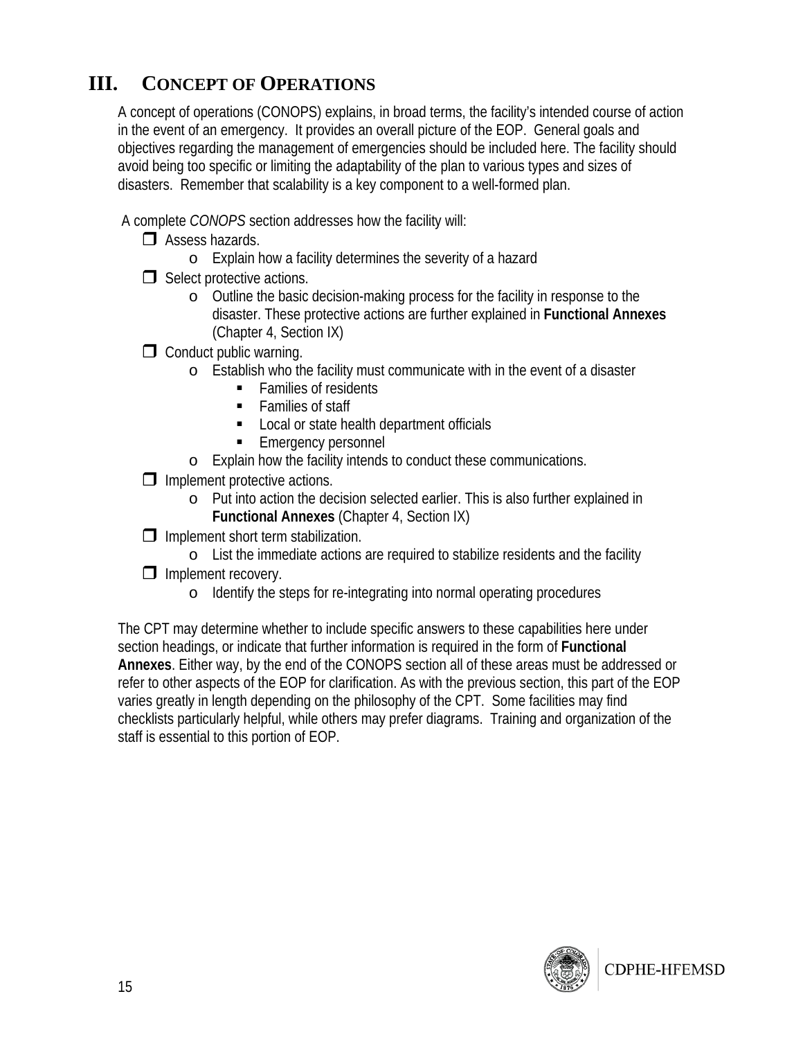## III. CONCEPT OF OPERATIONS

A concept of operations (CONOPS) explains, in broad terms, the facility's intended course of action in the event of an emergency. It provides an overall picture of the EOP. General goals and objectives regarding the management of emergencies should be included here. The facility should avoid being too specific or limiting the adaptability of the plan to various types and sizes of disasters. Remember that scalability is a key component to a well-formed plan.

A complete *CONOPS* section addresses how the facility will:

- ❒ Assess hazards.
  - Explain how a facility determines the severity of a hazard
- ❒ Select protective actions.
  - Outline the basic decision-making process for the facility in response to the disaster. These protective actions are further explained in **Functional Annexes** (Chapter 4, Section IX)
- ❒ Conduct public warning.
  - Establish who the facility must communicate with in the event of a disaster
    - Families of residents
    - Families of staff
    - Local or state health department officials
    - Emergency personnel
  - Explain how the facility intends to conduct these communications.
- ❒ Implement protective actions.
  - Put into action the decision selected earlier. This is also further explained in **Functional Annexes** (Chapter 4, Section IX)
- ❒ Implement short term stabilization.
  - List the immediate actions are required to stabilize residents and the facility
- ❒ Implement recovery.
  - Identify the steps for re-integrating into normal operating procedures

The CPT may determine whether to include specific answers to these capabilities here under section headings, or indicate that further information is required in the form of **Functional Annexes**. Either way, by the end of the CONOPS section all of these areas must be addressed or refer to other aspects of the EOP for clarification. As with the previous section, this part of the EOP varies greatly in length depending on the philosophy of the CPT. Some facilities may find checklists particularly helpful, while others may prefer diagrams. Training and organization of the staff is essential to this portion of EOP.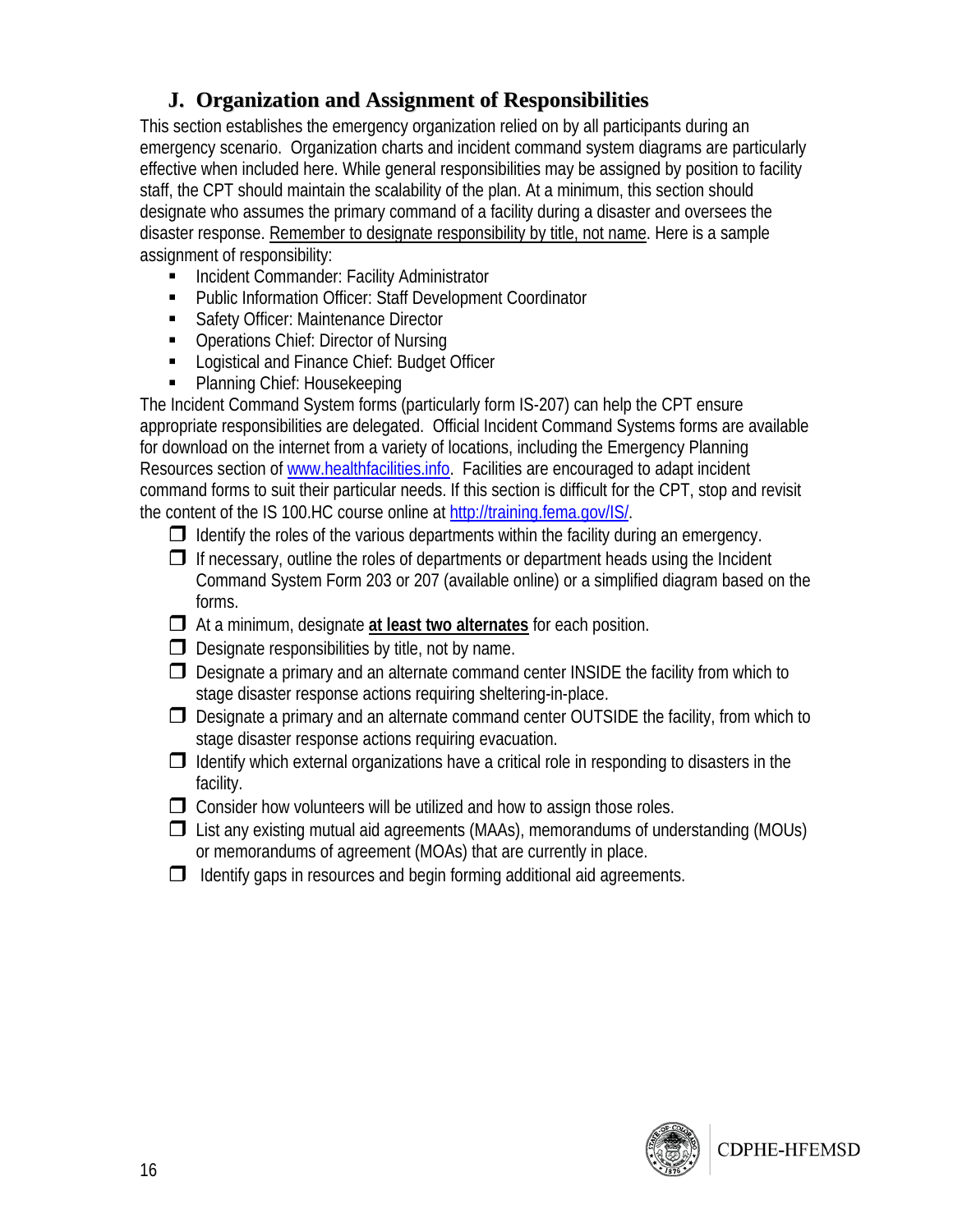## J. Organization and Assignment of Responsibilities

This section establishes the emergency organization relied on by all participants during an emergency scenario. Organization charts and incident command system diagrams are particularly effective when included here. While general responsibilities may be assigned by position to facility staff, the CPT should maintain the scalability of the plan. At a minimum, this section should designate who assumes the primary command of a facility during a disaster and oversees the disaster response. Remember to designate responsibility by title, not name. Here is a sample assignment of responsibility:

- Incident Commander: Facility Administrator
- Public Information Officer: Staff Development Coordinator
- Safety Officer: Maintenance Director
- Operations Chief: Director of Nursing
- Logistical and Finance Chief: Budget Officer
- Planning Chief: Housekeeping

The Incident Command System forms (particularly form IS-207) can help the CPT ensure appropriate responsibilities are delegated. Official Incident Command Systems forms are available for download on the internet from a variety of locations, including the Emergency Planning Resources section of [www.healthfacilities.info](http://www.healthfacilities.info). Facilities are encouraged to adapt incident command forms to suit their particular needs. If this section is difficult for the CPT, stop and revisit the content of the IS 100.HC course online at [http://training.fema.gov/IS/](http://training.fema.gov/IS/).

- ☐ Identify the roles of the various departments within the facility during an emergency.
- ☐ If necessary, outline the roles of departments or department heads using the Incident Command System Form 203 or 207 (available online) or a simplified diagram based on the forms.
- ☐ At a minimum, designate **at least two alternates** for each position.
- ☐ Designate responsibilities by title, not by name.
- ☐ Designate a primary and an alternate command center INSIDE the facility from which to stage disaster response actions requiring sheltering-in-place.
- ☐ Designate a primary and an alternate command center OUTSIDE the facility, from which to stage disaster response actions requiring evacuation.
- ☐ Identify which external organizations have a critical role in responding to disasters in the facility.
- ☐ Consider how volunteers will be utilized and how to assign those roles.
- ☐ List any existing mutual aid agreements (MAAs), memorandums of understanding (MOUs) or memorandums of agreement (MOAs) that are currently in place.
- ☐ Identify gaps in resources and begin forming additional aid agreements.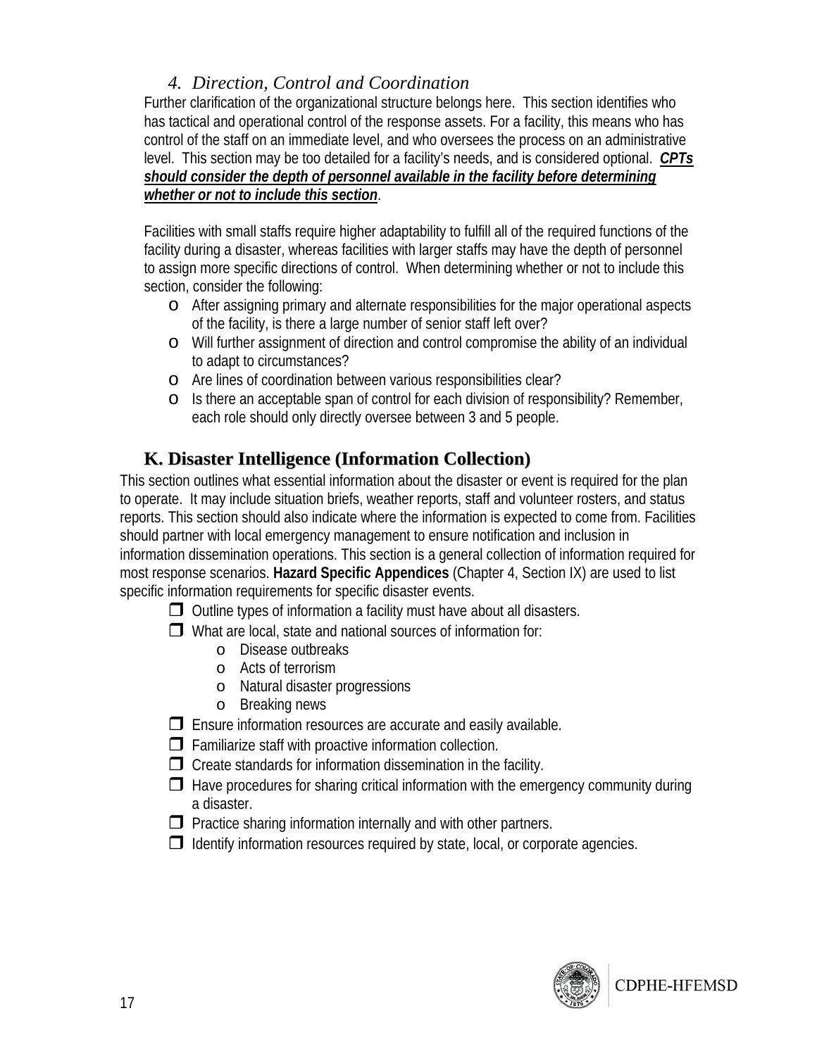### *4. Direction, Control and Coordination*

Further clarification of the organizational structure belongs here. This section identifies who has tactical and operational control of the response assets. For a facility, this means who has control of the staff on an immediate level, and who oversees the process on an administrative level. This section may be too detailed for a facility's needs, and is considered optional. ***CPTs should consider the depth of personnel available in the facility before determining whether or not to include this section***.

Facilities with small staffs require higher adaptability to fulfill all of the required functions of the facility during a disaster, whereas facilities with larger staffs may have the depth of personnel to assign more specific directions of control. When determining whether or not to include this section, consider the following:

- After assigning primary and alternate responsibilities for the major operational aspects of the facility, is there a large number of senior staff left over?
- Will further assignment of direction and control compromise the ability of an individual to adapt to circumstances?
- Are lines of coordination between various responsibilities clear?
- Is there an acceptable span of control for each division of responsibility? Remember, each role should only directly oversee between 3 and 5 people.

## K. Disaster Intelligence (Information Collection)

This section outlines what essential information about the disaster or event is required for the plan to operate. It may include situation briefs, weather reports, staff and volunteer rosters, and status reports. This section should also indicate where the information is expected to come from. Facilities should partner with local emergency management to ensure notification and inclusion in information dissemination operations. This section is a general collection of information required for most response scenarios. **Hazard Specific Appendices** (Chapter 4, Section IX) are used to list specific information requirements for specific disaster events.

- [ ] Outline types of information a facility must have about all disasters.
- [ ] What are local, state and national sources of information for:
    - Disease outbreaks
    - Acts of terrorism
    - Natural disaster progressions
    - Breaking news
- [ ] Ensure information resources are accurate and easily available.
- [ ] Familiarize staff with proactive information collection.
- [ ] Create standards for information dissemination in the facility.
- [ ] Have procedures for sharing critical information with the emergency community during a disaster.
- [ ] Practice sharing information internally and with other partners.
- [ ] Identify information resources required by state, local, or corporate agencies.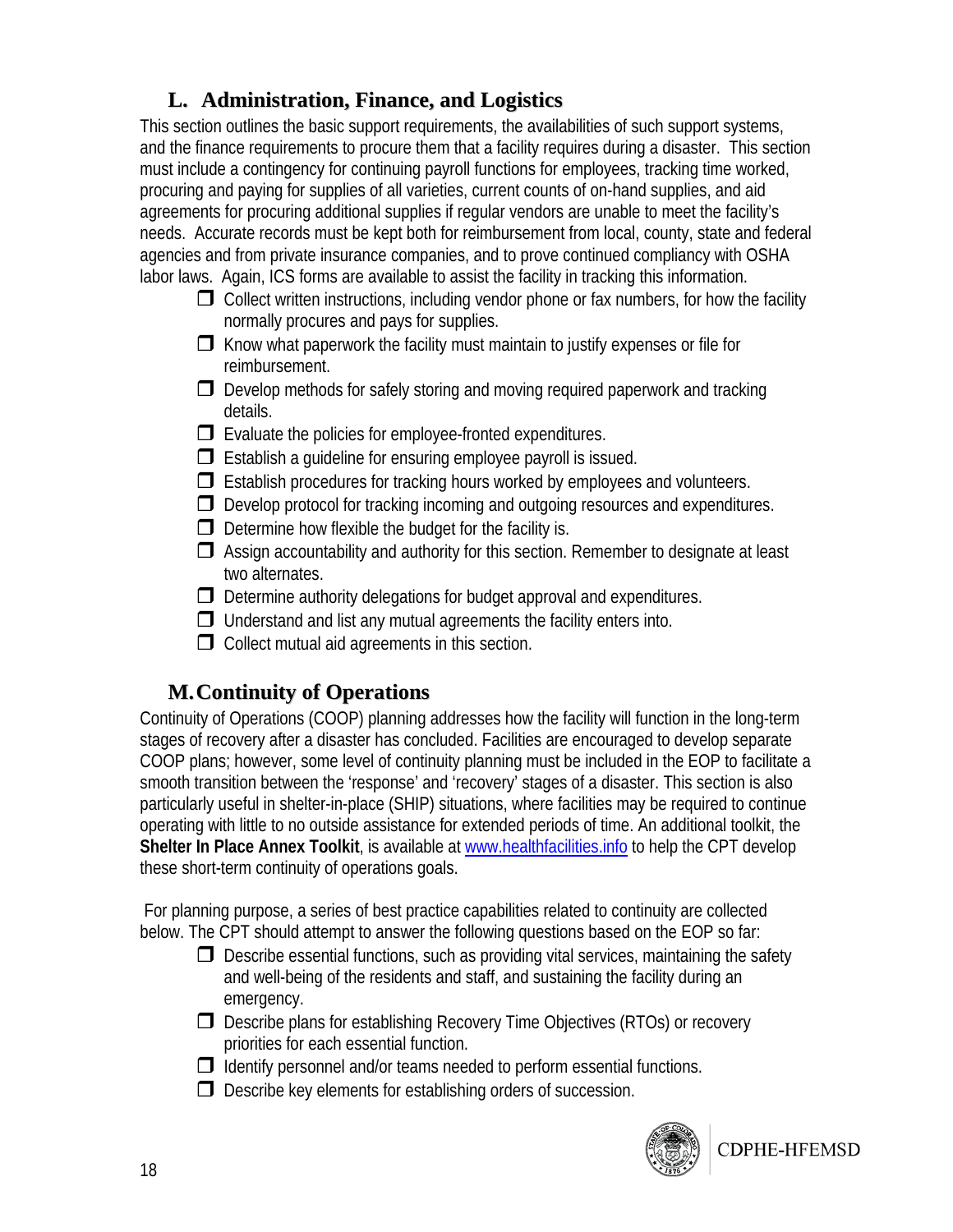## L. Administration, Finance, and Logistics

This section outlines the basic support requirements, the availabilities of such support systems, and the finance requirements to procure them that a facility requires during a disaster. This section must include a contingency for continuing payroll functions for employees, tracking time worked, procuring and paying for supplies of all varieties, current counts of on-hand supplies, and aid agreements for procuring additional supplies if regular vendors are unable to meet the facility's needs. Accurate records must be kept both for reimbursement from local, county, state and federal agencies and from private insurance companies, and to prove continued compliancy with OSHA labor laws. Again, ICS forms are available to assist the facility in tracking this information.

- ❒ Collect written instructions, including vendor phone or fax numbers, for how the facility normally procures and pays for supplies.
- ❒ Know what paperwork the facility must maintain to justify expenses or file for reimbursement.
- ❒ Develop methods for safely storing and moving required paperwork and tracking details.
- ❒ Evaluate the policies for employee-fronted expenditures.
- ❒ Establish a guideline for ensuring employee payroll is issued.
- ❒ Establish procedures for tracking hours worked by employees and volunteers.
- ❒ Develop protocol for tracking incoming and outgoing resources and expenditures.
- ❒ Determine how flexible the budget for the facility is.
- ❒ Assign accountability and authority for this section. Remember to designate at least two alternates.
- ❒ Determine authority delegations for budget approval and expenditures.
- ❒ Understand and list any mutual agreements the facility enters into.
- ❒ Collect mutual aid agreements in this section.

## M. Continuity of Operations

Continuity of Operations (COOP) planning addresses how the facility will function in the long-term stages of recovery after a disaster has concluded. Facilities are encouraged to develop separate COOP plans; however, some level of continuity planning must be included in the EOP to facilitate a smooth transition between the 'response' and 'recovery' stages of a disaster. This section is also particularly useful in shelter-in-place (SHIP) situations, where facilities may be required to continue operating with little to no outside assistance for extended periods of time. An additional toolkit, the **Shelter In Place Annex Toolkit**, is available at [www.healthfacilities.info](www.healthfacilities.info) to help the CPT develop these short-term continuity of operations goals.

For planning purpose, a series of best practice capabilities related to continuity are collected below. The CPT should attempt to answer the following questions based on the EOP so far:

- ❒ Describe essential functions, such as providing vital services, maintaining the safety and well-being of the residents and staff, and sustaining the facility during an emergency.
- ❒ Describe plans for establishing Recovery Time Objectives (RTOs) or recovery priorities for each essential function.
- ❒ Identify personnel and/or teams needed to perform essential functions.
- ❒ Describe key elements for establishing orders of succession.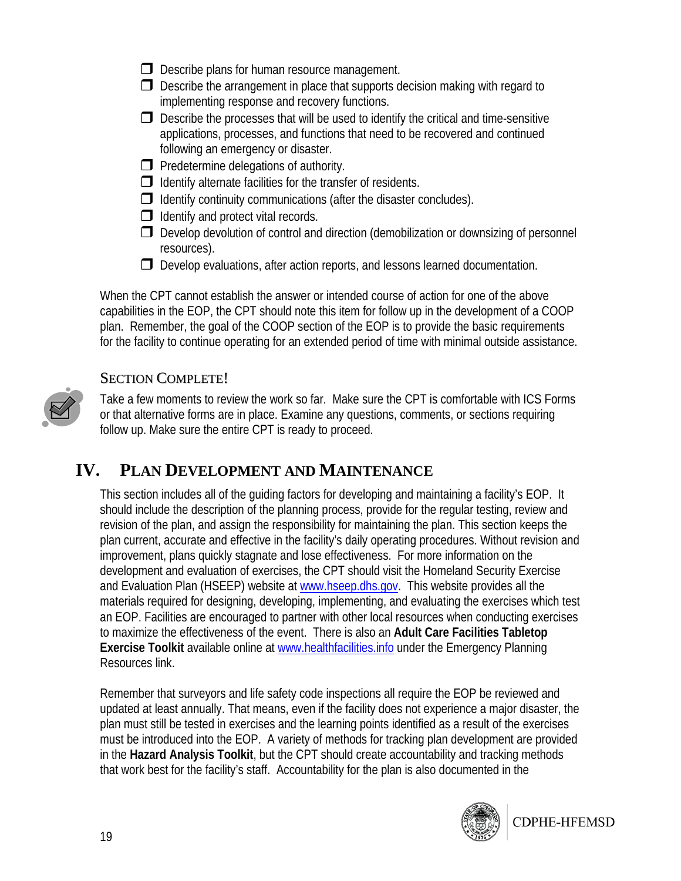- ❒ Describe plans for human resource management.
- ❒ Describe the arrangement in place that supports decision making with regard to implementing response and recovery functions.
- ❒ Describe the processes that will be used to identify the critical and time-sensitive applications, processes, and functions that need to be recovered and continued following an emergency or disaster.
- ❒ Predetermine delegations of authority.
- ❒ Identify alternate facilities for the transfer of residents.
- ❒ Identify continuity communications (after the disaster concludes).
- ❒ Identify and protect vital records.
- ❒ Develop devolution of control and direction (demobilization or downsizing of personnel resources).
- ❒ Develop evaluations, after action reports, and lessons learned documentation.

When the CPT cannot establish the answer or intended course of action for one of the above capabilities in the EOP, the CPT should note this item for follow up in the development of a COOP plan. Remember, the goal of the COOP section of the EOP is to provide the basic requirements for the facility to continue operating for an extended period of time with minimal outside assistance.

### SECTION COMPLETE!

Take a few moments to review the work so far. Make sure the CPT is comfortable with ICS Forms or that alternative forms are in place. Examine any questions, comments, or sections requiring follow up. Make sure the entire CPT is ready to proceed.

## IV. PLAN DEVELOPMENT AND MAINTENANCE

This section includes all of the guiding factors for developing and maintaining a facility's EOP. It should include the description of the planning process, provide for the regular testing, review and revision of the plan, and assign the responsibility for maintaining the plan. This section keeps the plan current, accurate and effective in the facility's daily operating procedures. Without revision and improvement, plans quickly stagnate and lose effectiveness. For more information on the development and evaluation of exercises, the CPT should visit the Homeland Security Exercise and Evaluation Plan (HSEEP) website at www.hseep.dhs.gov. This website provides all the materials required for designing, developing, implementing, and evaluating the exercises which test an EOP. Facilities are encouraged to partner with other local resources when conducting exercises to maximize the effectiveness of the event. There is also an **Adult Care Facilities Tabletop Exercise Toolkit** available online at www.healthfacilities.info under the Emergency Planning Resources link.

Remember that surveyors and life safety code inspections all require the EOP be reviewed and updated at least annually. That means, even if the facility does not experience a major disaster, the plan must still be tested in exercises and the learning points identified as a result of the exercises must be introduced into the EOP. A variety of methods for tracking plan development are provided in the **Hazard Analysis Toolkit**, but the CPT should create accountability and tracking methods that work best for the facility's staff. Accountability for the plan is also documented in the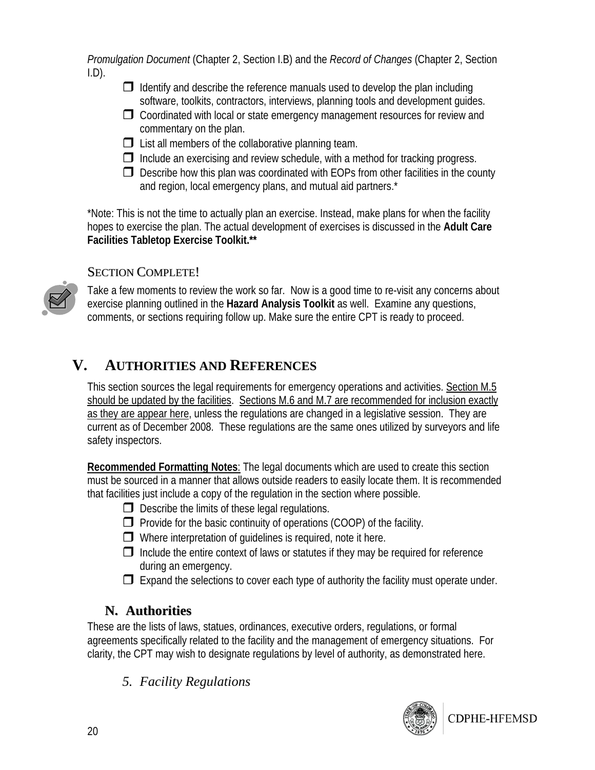*Promulgation Document* (Chapter 2, Section I.B) and the *Record of Changes* (Chapter 2, Section I.D).

- ☐ Identify and describe the reference manuals used to develop the plan including software, toolkits, contractors, interviews, planning tools and development guides.
- ☐ Coordinated with local or state emergency management resources for review and commentary on the plan.
- ☐ List all members of the collaborative planning team.
- ☐ Include an exercising and review schedule, with a method for tracking progress.
- ☐ Describe how this plan was coordinated with EOPs from other facilities in the county and region, local emergency plans, and mutual aid partners.*

*Note: This is not the time to actually plan an exercise. Instead, make plans for when the facility hopes to exercise the plan. The actual development of exercises is discussed in the **Adult Care Facilities Tabletop Exercise Toolkit.****

SECTION COMPLETE!

Take a few moments to review the work so far. Now is a good time to re-visit any concerns about exercise planning outlined in the **Hazard Analysis Toolkit** as well. Examine any questions, comments, or sections requiring follow up. Make sure the entire CPT is ready to proceed.

# V. AUTHORITIES AND REFERENCES

This section sources the legal requirements for emergency operations and activities. <u>Section M.5 should be updated by the facilities</u>. <u>Sections M.6 and M.7 are recommended for inclusion exactly as they are appear here</u>, unless the regulations are changed in a legislative session. They are current as of December 2008. These regulations are the same ones utilized by surveyors and life safety inspectors.

**<u>Recommended Formatting Notes</u>**: The legal documents which are used to create this section must be sourced in a manner that allows outside readers to easily locate them. It is recommended that facilities just include a copy of the regulation in the section where possible.

- ☐ Describe the limits of these legal regulations.
- ☐ Provide for the basic continuity of operations (COOP) of the facility.
- ☐ Where interpretation of guidelines is required, note it here.
- ☐ Include the entire context of laws or statutes if they may be required for reference during an emergency.
- ☐ Expand the selections to cover each type of authority the facility must operate under.

## N. Authorities

These are the lists of laws, statues, ordinances, executive orders, regulations, or formal agreements specifically related to the facility and the management of emergency situations. For clarity, the CPT may wish to designate regulations by level of authority, as demonstrated here.

### *5. Facility Regulations*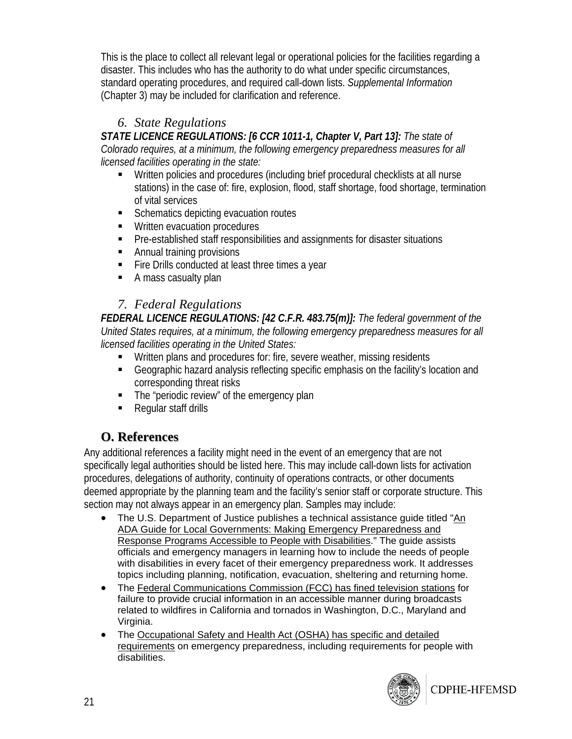This is the place to collect all relevant legal or operational policies for the facilities regarding a disaster. This includes who has the authority to do what under specific circumstances, standard operating procedures, and required call-down lists. *Supplemental Information* (Chapter 3) may be included for clarification and reference.

### 6. State Regulations

***STATE LICENCE REGULATIONS: [6 CCR 1011-1, Chapter V, Part 13]:*** *The state of Colorado requires, at a minimum, the following emergency preparedness measures for all licensed facilities operating in the state:*

- Written policies and procedures (including brief procedural checklists at all nurse stations) in the case of: fire, explosion, flood, staff shortage, food shortage, termination of vital services
- Schematics depicting evacuation routes
- Written evacuation procedures
- Pre-established staff responsibilities and assignments for disaster situations
- Annual training provisions
- Fire Drills conducted at least three times a year
- A mass casualty plan

### 7. Federal Regulations

***FEDERAL LICENCE REGULATIONS: [42 C.F.R. 483.75(m)]:*** *The federal government of the United States requires, at a minimum, the following emergency preparedness measures for all licensed facilities operating in the United States:*

- Written plans and procedures for: fire, severe weather, missing residents
- Geographic hazard analysis reflecting specific emphasis on the facility's location and corresponding threat risks
- The "periodic review" of the emergency plan
- Regular staff drills

## O. References

Any additional references a facility might need in the event of an emergency that are not specifically legal authorities should be listed here. This may include call-down lists for activation procedures, delegations of authority, continuity of operations contracts, or other documents deemed appropriate by the planning team and the facility's senior staff or corporate structure. This section may not always appear in an emergency plan. Samples may include:

- The U.S. Department of Justice publishes a technical assistance guide titled "An ADA Guide for Local Governments: Making Emergency Preparedness and Response Programs Accessible to People with Disabilities." The guide assists officials and emergency managers in learning how to include the needs of people with disabilities in every facet of their emergency preparedness work. It addresses topics including planning, notification, evacuation, sheltering and returning home.
- The Federal Communications Commission (FCC) has fined television stations for failure to provide crucial information in an accessible manner during broadcasts related to wildfires in California and tornados in Washington, D.C., Maryland and Virginia.
- The Occupational Safety and Health Act (OSHA) has specific and detailed requirements on emergency preparedness, including requirements for people with disabilities.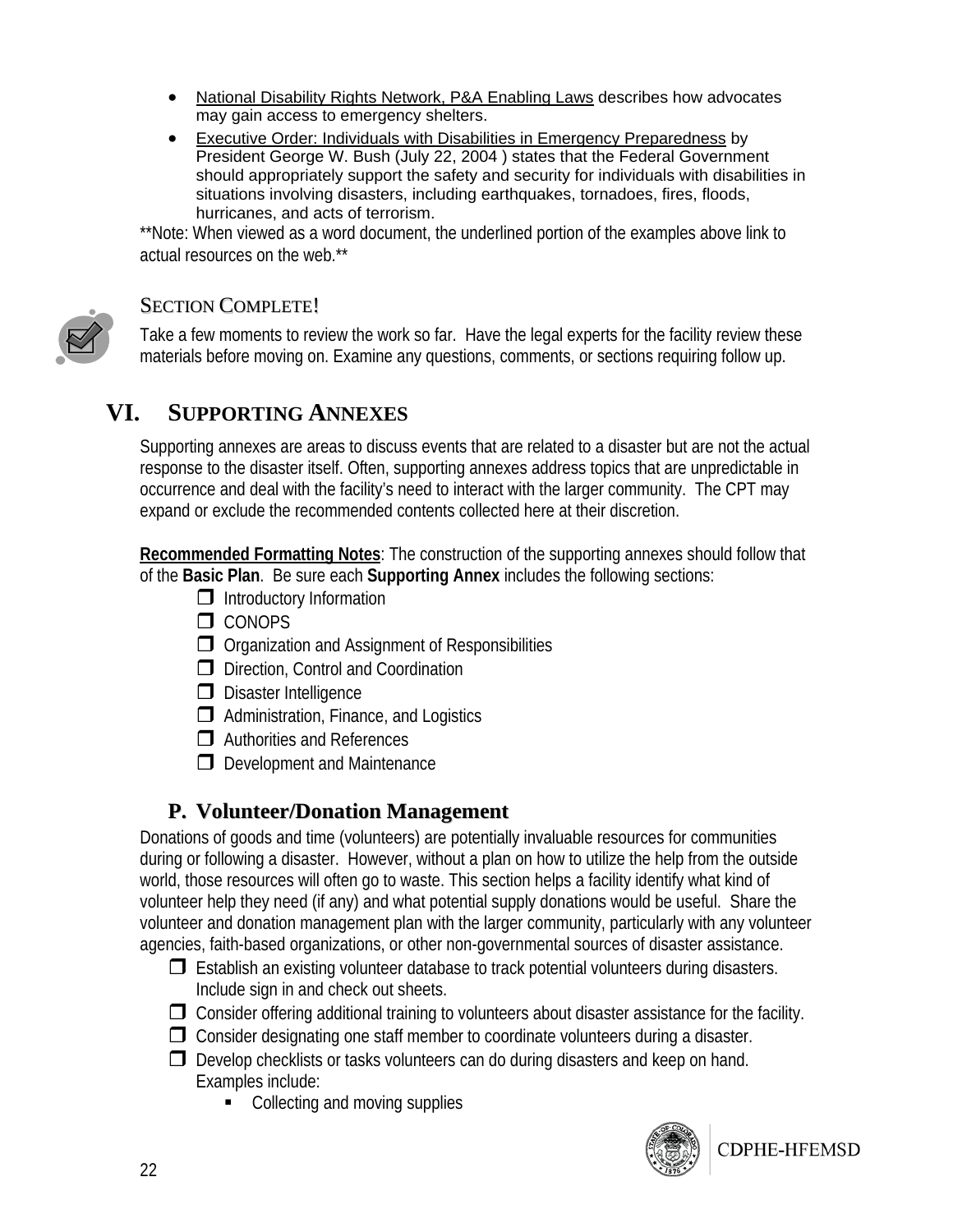- National Disability Rights Network, P&A Enabling Laws describes how advocates may gain access to emergency shelters.
- Executive Order: Individuals with Disabilities in Emergency Preparedness by President George W. Bush (July 22, 2004 ) states that the Federal Government should appropriately support the safety and security for individuals with disabilities in situations involving disasters, including earthquakes, tornadoes, fires, floods, hurricanes, and acts of terrorism.

**Note: When viewed as a word document, the underlined portion of the examples above link to actual resources on the web.**

### SECTION COMPLETE!

Take a few moments to review the work so far. Have the legal experts for the facility review these materials before moving on. Examine any questions, comments, or sections requiring follow up.

# VI. SUPPORTING ANNEXES

Supporting annexes are areas to discuss events that are related to a disaster but are not the actual response to the disaster itself. Often, supporting annexes address topics that are unpredictable in occurrence and deal with the facility's need to interact with the larger community. The CPT may expand or exclude the recommended contents collected here at their discretion.

**Recommended Formatting Notes**: The construction of the supporting annexes should follow that of the **Basic Plan**. Be sure each **Supporting Annex** includes the following sections:

- ❒ Introductory Information
- ❒ CONOPS
- ❒ Organization and Assignment of Responsibilities
- ❒ Direction, Control and Coordination
- ❒ Disaster Intelligence
- ❒ Administration, Finance, and Logistics
- ❒ Authorities and References
- ❒ Development and Maintenance

## P. Volunteer/Donation Management

Donations of goods and time (volunteers) are potentially invaluable resources for communities during or following a disaster. However, without a plan on how to utilize the help from the outside world, those resources will often go to waste. This section helps a facility identify what kind of volunteer help they need (if any) and what potential supply donations would be useful. Share the volunteer and donation management plan with the larger community, particularly with any volunteer agencies, faith-based organizations, or other non-governmental sources of disaster assistance.

- ❒ Establish an existing volunteer database to track potential volunteers during disasters. Include sign in and check out sheets.
- ❒ Consider offering additional training to volunteers about disaster assistance for the facility.
- ❒ Consider designating one staff member to coordinate volunteers during a disaster.
- ❒ Develop checklists or tasks volunteers can do during disasters and keep on hand. Examples include:
  - Collecting and moving supplies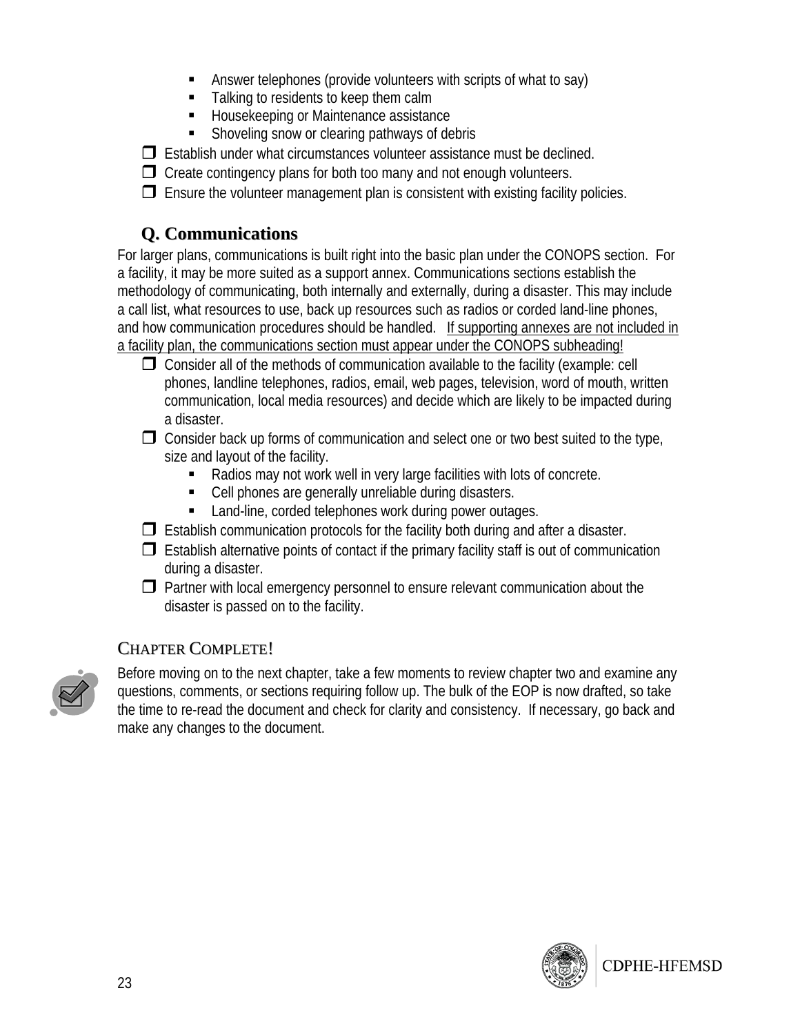- Answer telephones (provide volunteers with scripts of what to say)
  - Talking to residents to keep them calm
  - Housekeeping or Maintenance assistance
  - Shoveling snow or clearing pathways of debris
- ☐ Establish under what circumstances volunteer assistance must be declined.
- ☐ Create contingency plans for both too many and not enough volunteers.
- ☐ Ensure the volunteer management plan is consistent with existing facility policies.

## Q. Communications

For larger plans, communications is built right into the basic plan under the CONOPS section. For a facility, it may be more suited as a support annex. Communications sections establish the methodology of communicating, both internally and externally, during a disaster. This may include a call list, what resources to use, back up resources such as radios or corded land-line phones, and how communication procedures should be handled. <u>If supporting annexes are not included in a facility plan, the communications section must appear under the CONOPS subheading!</u>

- ☐ Consider all of the methods of communication available to the facility (example: cell phones, landline telephones, radios, email, web pages, television, word of mouth, written communication, local media resources) and decide which are likely to be impacted during a disaster.
- ☐ Consider back up forms of communication and select one or two best suited to the type, size and layout of the facility.
  - Radios may not work well in very large facilities with lots of concrete.
  - Cell phones are generally unreliable during disasters.
  - Land-line, corded telephones work during power outages.
- ☐ Establish communication protocols for the facility both during and after a disaster.
- ☐ Establish alternative points of contact if the primary facility staff is out of communication during a disaster.
- ☐ Partner with local emergency personnel to ensure relevant communication about the disaster is passed on to the facility.

### Chapter Complete!

Before moving on to the next chapter, take a few moments to review chapter two and examine any questions, comments, or sections requiring follow up. The bulk of the EOP is now drafted, so take the time to re-read the document and check for clarity and consistency. If necessary, go back and make any changes to the document.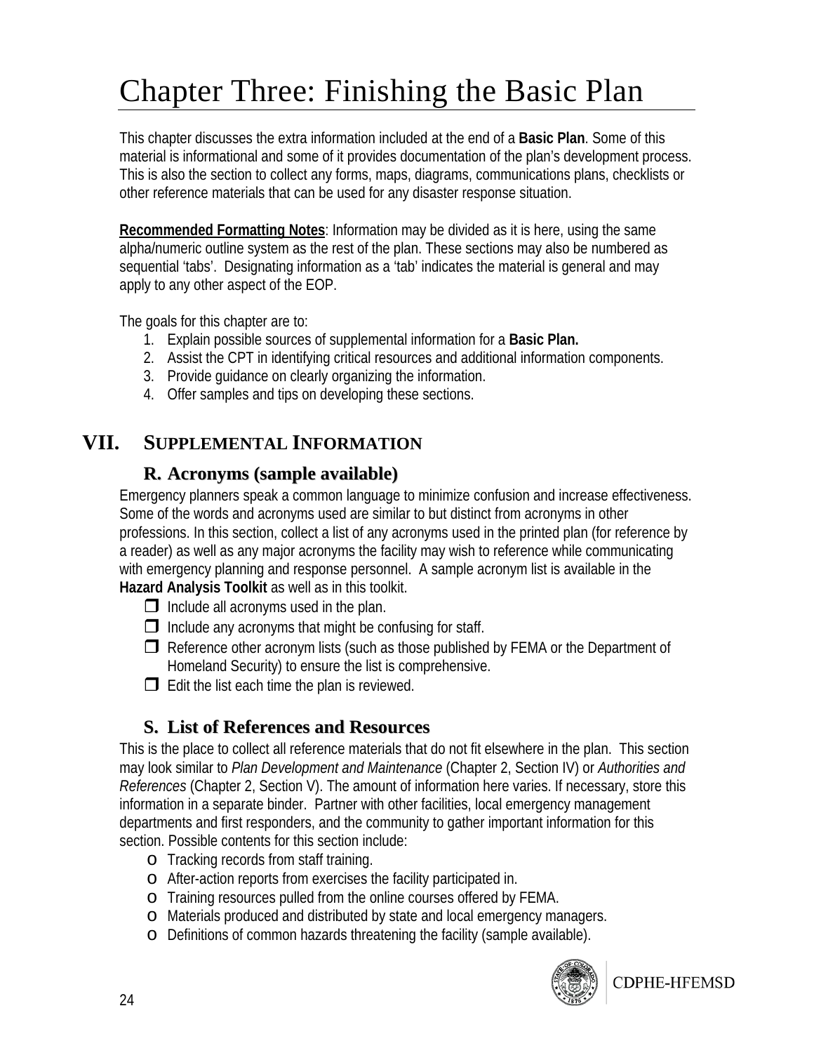# Chapter Three: Finishing the Basic Plan

This chapter discusses the extra information included at the end of a **Basic Plan**. Some of this material is informational and some of it provides documentation of the plan's development process. This is also the section to collect any forms, maps, diagrams, communications plans, checklists or other reference materials that can be used for any disaster response situation.

**Recommended Formatting Notes**: Information may be divided as it is here, using the same alpha/numeric outline system as the rest of the plan. These sections may also be numbered as sequential 'tabs'. Designating information as a 'tab' indicates the material is general and may apply to any other aspect of the EOP.

The goals for this chapter are to:

1. Explain possible sources of supplemental information for a **Basic Plan.**
2. Assist the CPT in identifying critical resources and additional information components.
3. Provide guidance on clearly organizing the information.
4. Offer samples and tips on developing these sections.

## VII. SUPPLEMENTAL INFORMATION

### R. Acronyms (sample available)

Emergency planners speak a common language to minimize confusion and increase effectiveness. Some of the words and acronyms used are similar to but distinct from acronyms in other professions. In this section, collect a list of any acronyms used in the printed plan (for reference by a reader) as well as any major acronyms the facility may wish to reference while communicating with emergency planning and response personnel. A sample acronym list is available in the **Hazard Analysis Toolkit** as well as in this toolkit.

- ❒ Include all acronyms used in the plan.
- ❒ Include any acronyms that might be confusing for staff.
- ❒ Reference other acronym lists (such as those published by FEMA or the Department of Homeland Security) to ensure the list is comprehensive.
- ❒ Edit the list each time the plan is reviewed.

### S. List of References and Resources

This is the place to collect all reference materials that do not fit elsewhere in the plan. This section may look similar to *Plan Development and Maintenance* (Chapter 2, Section IV) or *Authorities and References* (Chapter 2, Section V). The amount of information here varies. If necessary, store this information in a separate binder. Partner with other facilities, local emergency management departments and first responders, and the community to gather important information for this section. Possible contents for this section include:

- Tracking records from staff training.
- After-action reports from exercises the facility participated in.
- Training resources pulled from the online courses offered by FEMA.
- Materials produced and distributed by state and local emergency managers.
- Definitions of common hazards threatening the facility (sample available).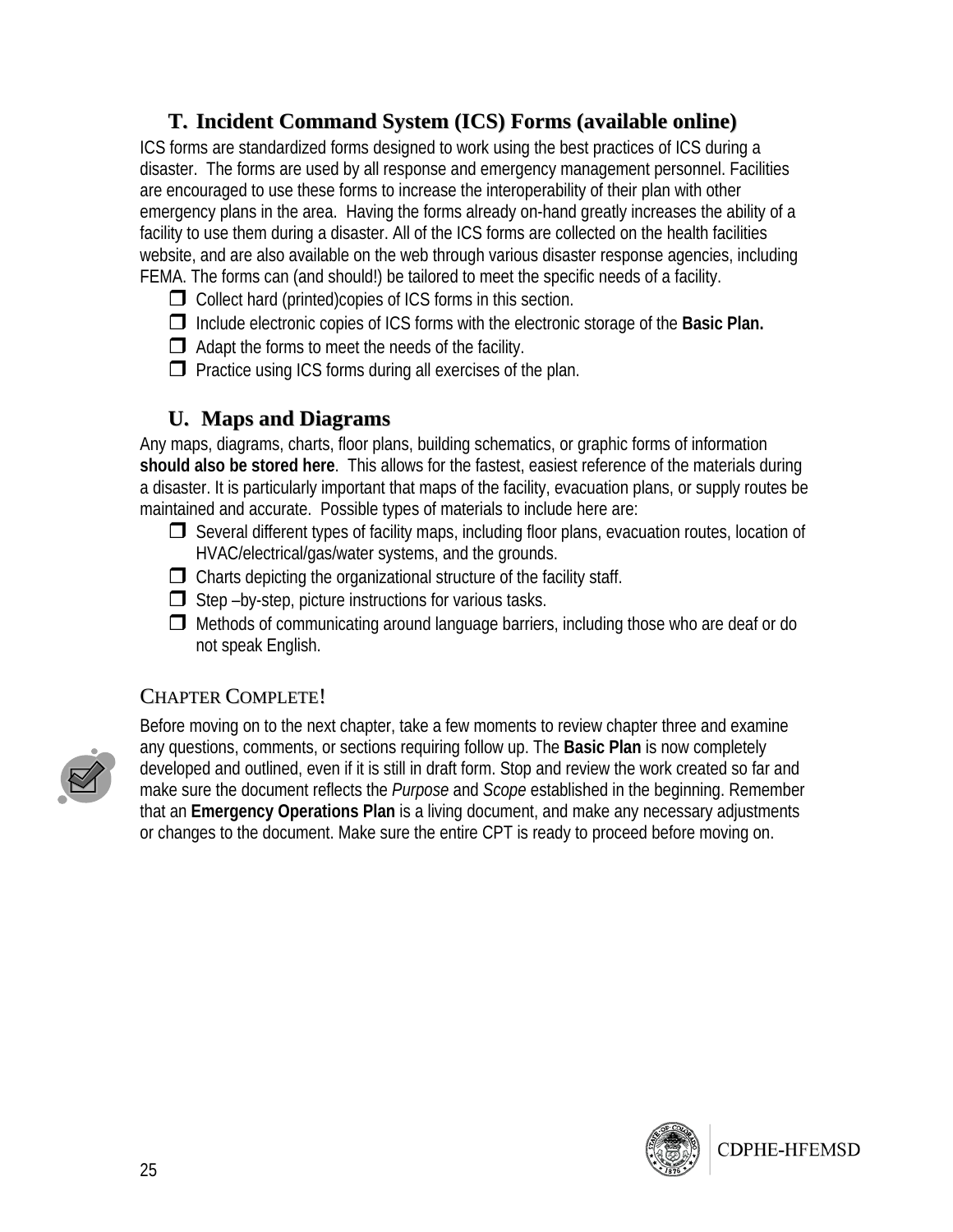## T. Incident Command System (ICS) Forms (available online)

ICS forms are standardized forms designed to work using the best practices of ICS during a disaster. The forms are used by all response and emergency management personnel. Facilities are encouraged to use these forms to increase the interoperability of their plan with other emergency plans in the area. Having the forms already on-hand greatly increases the ability of a facility to use them during a disaster. All of the ICS forms are collected on the health facilities website, and are also available on the web through various disaster response agencies, including FEMA. The forms can (and should!) be tailored to meet the specific needs of a facility.

- ❐ Collect hard (printed)copies of ICS forms in this section.
- ❐ Include electronic copies of ICS forms with the electronic storage of the **Basic Plan.**
- ❐ Adapt the forms to meet the needs of the facility.
- ❐ Practice using ICS forms during all exercises of the plan.

## U. Maps and Diagrams

Any maps, diagrams, charts, floor plans, building schematics, or graphic forms of information **should also be stored here**. This allows for the fastest, easiest reference of the materials during a disaster. It is particularly important that maps of the facility, evacuation plans, or supply routes be maintained and accurate. Possible types of materials to include here are:

- ❐ Several different types of facility maps, including floor plans, evacuation routes, location of HVAC/electrical/gas/water systems, and the grounds.
- ❐ Charts depicting the organizational structure of the facility staff.
- ❐ Step –by-step, picture instructions for various tasks.
- ❐ Methods of communicating around language barriers, including those who are deaf or do not speak English.

### Chapter Complete!

Before moving on to the next chapter, take a few moments to review chapter three and examine any questions, comments, or sections requiring follow up. The **Basic Plan** is now completely developed and outlined, even if it is still in draft form. Stop and review the work created so far and make sure the document reflects the *Purpose* and *Scope* established in the beginning. Remember that an **Emergency Operations Plan** is a living document, and make any necessary adjustments or changes to the document. Make sure the entire CPT is ready to proceed before moving on.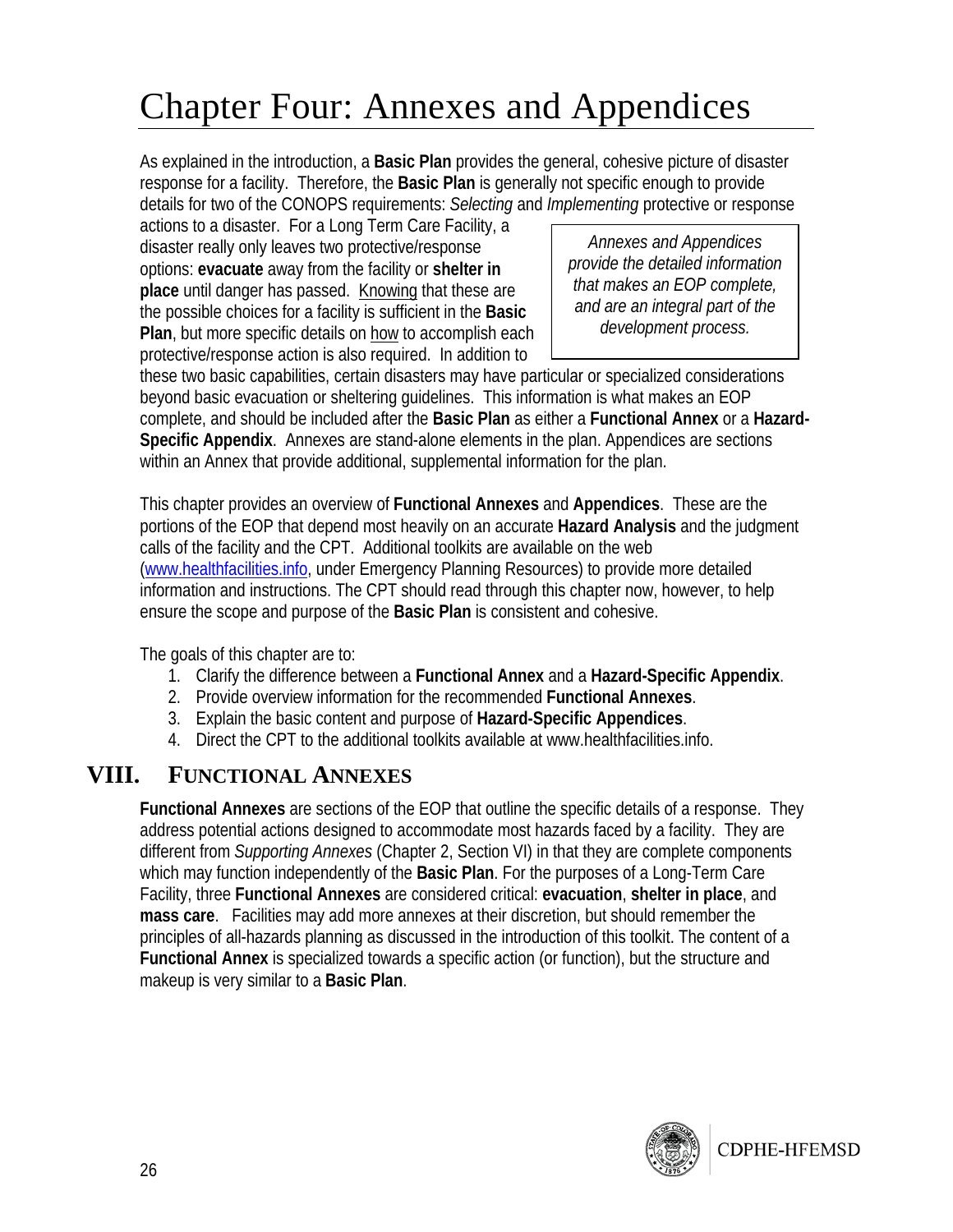# Chapter Four: Annexes and Appendices

As explained in the introduction, a **Basic Plan** provides the general, cohesive picture of disaster response for a facility. Therefore, the **Basic Plan** is generally not specific enough to provide details for two of the CONOPS requirements: *Selecting* and *Implementing* protective or response actions to a disaster. For a Long Term Care Facility, a disaster really only leaves two protective/response options: **evacuate** away from the facility or **shelter in place** until danger has passed. Knowing that these are the possible choices for a facility is sufficient in the **Basic Plan**, but more specific details on how to accomplish each protective/response action is also required. In addition to these two basic capabilities, certain disasters may have particular or specialized considerations beyond basic evacuation or sheltering guidelines. This information is what makes an EOP complete, and should be included after the **Basic Plan** as either a **Functional Annex** or a **Hazard-Specific Appendix**. Annexes are stand-alone elements in the plan. Appendices are sections within an Annex that provide additional, supplemental information for the plan.

> *Annexes and Appendices provide the detailed information that makes an EOP complete, and are an integral part of the development process.*

This chapter provides an overview of **Functional Annexes** and **Appendices**. These are the portions of the EOP that depend most heavily on an accurate **Hazard Analysis** and the judgment calls of the facility and the CPT. Additional toolkits are available on the web ([www.healthfacilities.info](http://www.healthfacilities.info), under Emergency Planning Resources) to provide more detailed information and instructions. The CPT should read through this chapter now, however, to help ensure the scope and purpose of the **Basic Plan** is consistent and cohesive.

The goals of this chapter are to:

1. Clarify the difference between a **Functional Annex** and a **Hazard-Specific Appendix**.
2. Provide overview information for the recommended **Functional Annexes**.
3. Explain the basic content and purpose of **Hazard-Specific Appendices**.
4. Direct the CPT to the additional toolkits available at www.healthfacilities.info.

## VIII. Functional Annexes

**Functional Annexes** are sections of the EOP that outline the specific details of a response. They address potential actions designed to accommodate most hazards faced by a facility. They are different from *Supporting Annexes* (Chapter 2, Section VI) in that they are complete components which may function independently of the **Basic Plan**. For the purposes of a Long-Term Care Facility, three **Functional Annexes** are considered critical: **evacuation**, **shelter in place**, and **mass care**. Facilities may add more annexes at their discretion, but should remember the principles of all-hazards planning as discussed in the introduction of this toolkit. The content of a **Functional Annex** is specialized towards a specific action (or function), but the structure and makeup is very similar to a **Basic Plan**.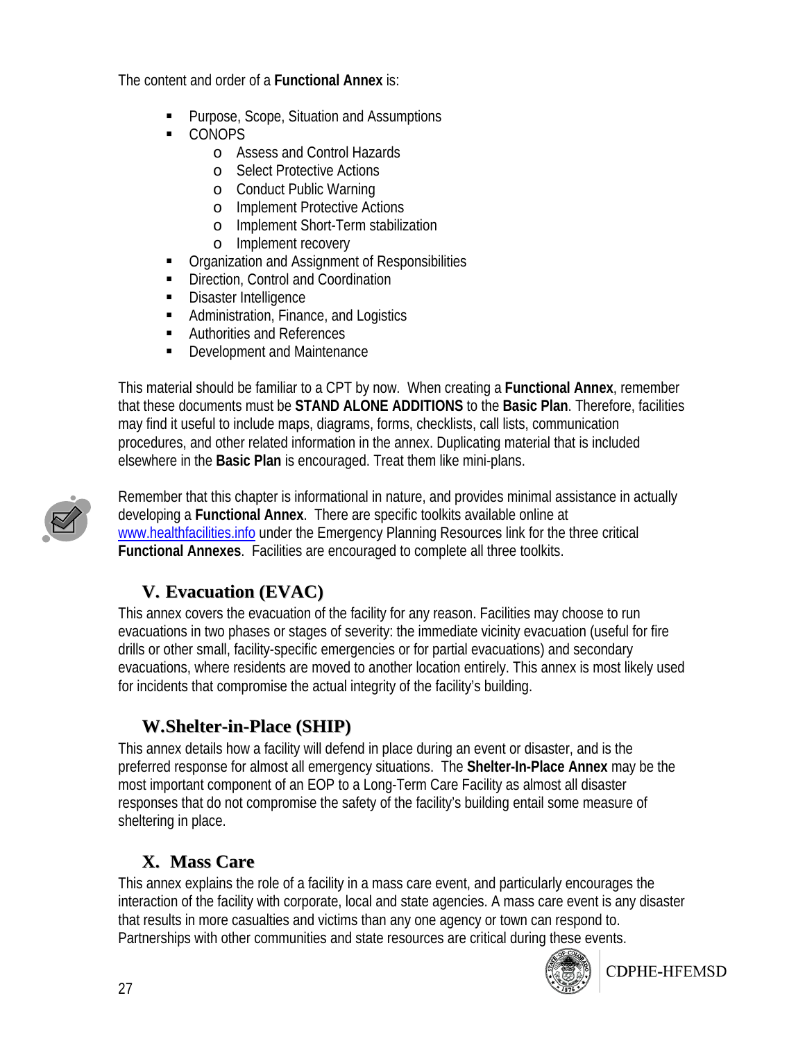The content and order of a **Functional Annex** is:

- Purpose, Scope, Situation and Assumptions
- CONOPS
  - Assess and Control Hazards
  - Select Protective Actions
  - Conduct Public Warning
  - Implement Protective Actions
  - Implement Short-Term stabilization
  - Implement recovery
- Organization and Assignment of Responsibilities
- Direction, Control and Coordination
- Disaster Intelligence
- Administration, Finance, and Logistics
- Authorities and References
- Development and Maintenance

This material should be familiar to a CPT by now. When creating a **Functional Annex**, remember that these documents must be **STAND ALONE ADDITIONS** to the **Basic Plan**. Therefore, facilities may find it useful to include maps, diagrams, forms, checklists, call lists, communication procedures, and other related information in the annex. Duplicating material that is included elsewhere in the **Basic Plan** is encouraged. Treat them like mini-plans.

Remember that this chapter is informational in nature, and provides minimal assistance in actually developing a **Functional Annex**. There are specific toolkits available online at www.healthfacilities.info under the Emergency Planning Resources link for the three critical **Functional Annexes**. Facilities are encouraged to complete all three toolkits.

## V. Evacuation (EVAC)

This annex covers the evacuation of the facility for any reason. Facilities may choose to run evacuations in two phases or stages of severity: the immediate vicinity evacuation (useful for fire drills or other small, facility-specific emergencies or for partial evacuations) and secondary evacuations, where residents are moved to another location entirely. This annex is most likely used for incidents that compromise the actual integrity of the facility's building.

## W. Shelter-in-Place (SHIP)

This annex details how a facility will defend in place during an event or disaster, and is the preferred response for almost all emergency situations. The **Shelter-In-Place Annex** may be the most important component of an EOP to a Long-Term Care Facility as almost all disaster responses that do not compromise the safety of the facility's building entail some measure of sheltering in place.

## X. Mass Care

This annex explains the role of a facility in a mass care event, and particularly encourages the interaction of the facility with corporate, local and state agencies. A mass care event is any disaster that results in more casualties and victims than any one agency or town can respond to. Partnerships with other communities and state resources are critical during these events.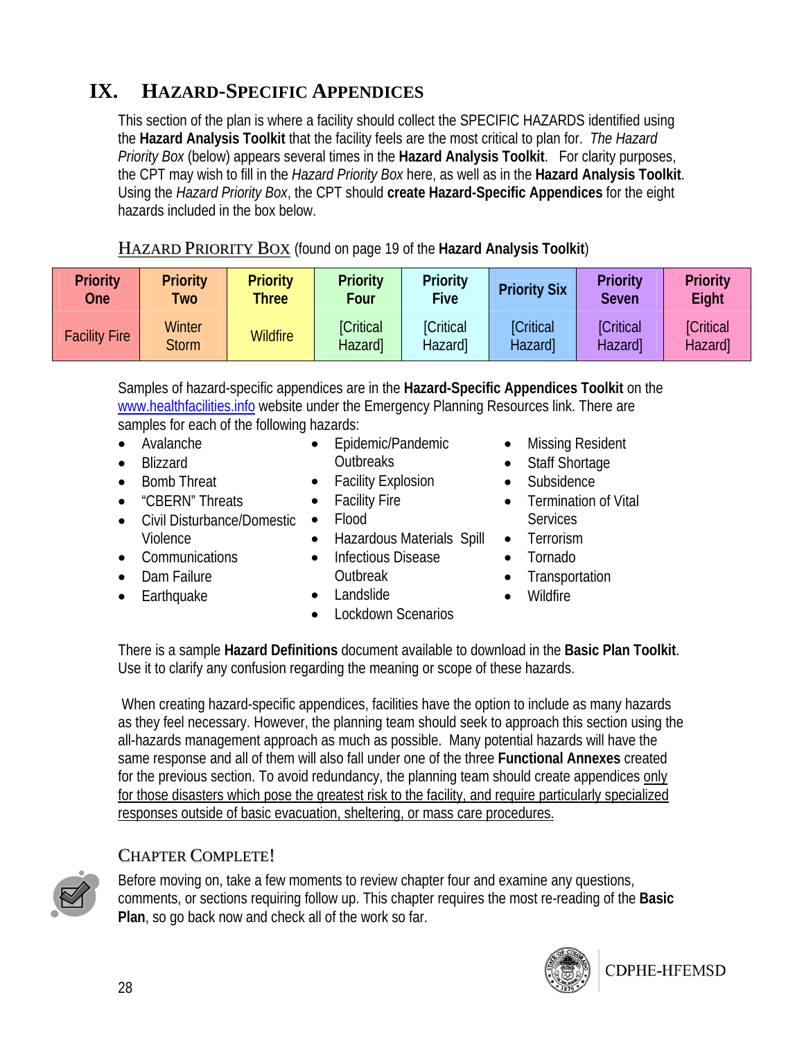# IX. Hazard-Specific Appendices

This section of the plan is where a facility should collect the SPECIFIC HAZARDS identified using the **Hazard Analysis Toolkit** that the facility feels are the most critical to plan for. *The Hazard Priority Box* (below) appears several times in the **Hazard Analysis Toolkit**. For clarity purposes, the CPT may wish to fill in the *Hazard Priority Box* here, as well as in the **Hazard Analysis Toolkit**. Using the *Hazard Priority Box*, the CPT should **create Hazard-Specific Appendices** for the eight hazards included in the box below.

<u>Hazard Priority Box</u> (found on page 19 of the **Hazard Analysis Toolkit**)

| Priority One | Priority Two | Priority Three | Priority Four | Priority Five | Priority Six | Priority Seven | Priority Eight |
|---|---|---|---|---|---|---|---|
| Facility Fire | Winter Storm | Wildfire | [Critical Hazard] | [Critical Hazard] | [Critical Hazard] | [Critical Hazard] | [Critical Hazard] |

Samples of hazard-specific appendices are in the **Hazard-Specific Appendices Toolkit** on the www.healthfacilities.info website under the Emergency Planning Resources link. There are samples for each of the following hazards:

- Avalanche
- Blizzard
- Bomb Threat
- "CBERN" Threats
- Civil Disturbance/Domestic Violence
- Communications
- Dam Failure
- Earthquake
- Epidemic/Pandemic Outbreaks
- Facility Explosion
- Facility Fire
- Flood
- Hazardous Materials Spill
- Infectious Disease Outbreak
- Landslide
- Lockdown Scenarios
- Missing Resident
- Staff Shortage
- Subsidence
- Termination of Vital Services
- Terrorism
- Tornado
- Transportation
- Wildfire

There is a sample **Hazard Definitions** document available to download in the **Basic Plan Toolkit**. Use it to clarify any confusion regarding the meaning or scope of these hazards.

When creating hazard-specific appendices, facilities have the option to include as many hazards as they feel necessary. However, the planning team should seek to approach this section using the all-hazards management approach as much as possible. Many potential hazards will have the same response and all of them will also fall under one of the three **Functional Annexes** created for the previous section. To avoid redundancy, the planning team should create appendices <u>only for those disasters which pose the greatest risk to the facility, and require particularly specialized responses outside of basic evacuation, sheltering, or mass care procedures.</u>

## Chapter Complete!

Before moving on, take a few moments to review chapter four and examine any questions, comments, or sections requiring follow up. This chapter requires the most re-reading of the **Basic Plan**, so go back now and check all of the work so far.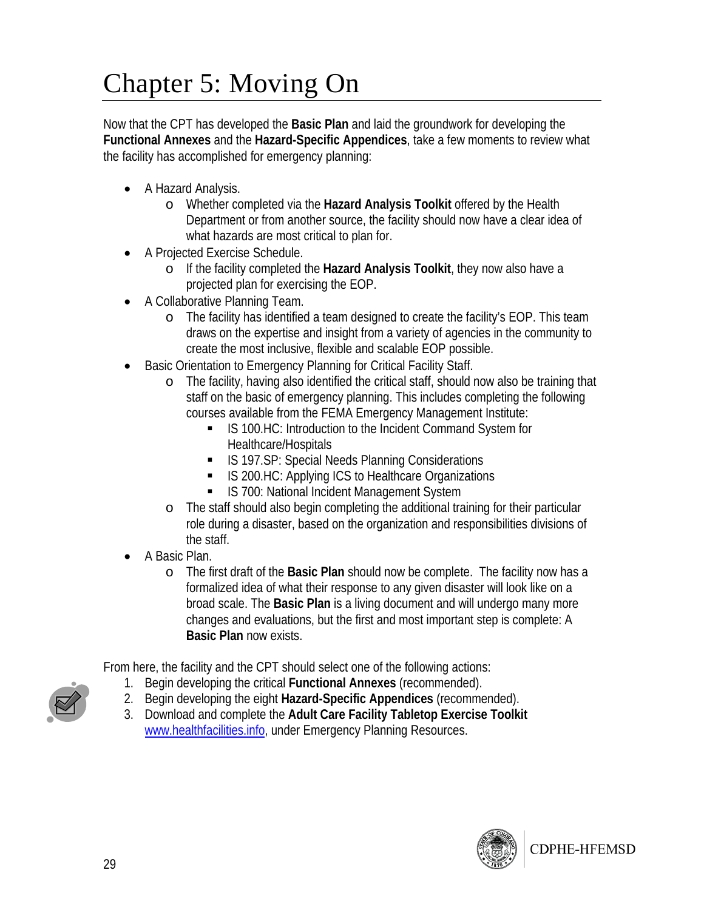# Chapter 5: Moving On

Now that the CPT has developed the **Basic Plan** and laid the groundwork for developing the **Functional Annexes** and the **Hazard-Specific Appendices**, take a few moments to review what the facility has accomplished for emergency planning:

- A Hazard Analysis.
    - Whether completed via the **Hazard Analysis Toolkit** offered by the Health Department or from another source, the facility should now have a clear idea of what hazards are most critical to plan for.
- A Projected Exercise Schedule.
    - If the facility completed the **Hazard Analysis Toolkit**, they now also have a projected plan for exercising the EOP.
- A Collaborative Planning Team.
    - The facility has identified a team designed to create the facility's EOP. This team draws on the expertise and insight from a variety of agencies in the community to create the most inclusive, flexible and scalable EOP possible.
- Basic Orientation to Emergency Planning for Critical Facility Staff.
    - The facility, having also identified the critical staff, should now also be training that staff on the basic of emergency planning. This includes completing the following courses available from the FEMA Emergency Management Institute:
        - IS 100.HC: Introduction to the Incident Command System for Healthcare/Hospitals
        - IS 197.SP: Special Needs Planning Considerations
        - IS 200.HC: Applying ICS to Healthcare Organizations
        - IS 700: National Incident Management System
    - The staff should also begin completing the additional training for their particular role during a disaster, based on the organization and responsibilities divisions of the staff.
- A Basic Plan.
    - The first draft of the **Basic Plan** should now be complete. The facility now has a formalized idea of what their response to any given disaster will look like on a broad scale. The **Basic Plan** is a living document and will undergo many more changes and evaluations, but the first and most important step is complete: A **Basic Plan** now exists.

From here, the facility and the CPT should select one of the following actions:

1. Begin developing the critical **Functional Annexes** (recommended).
2. Begin developing the eight **Hazard-Specific Appendices** (recommended).
3. Download and complete the **Adult Care Facility Tabletop Exercise Toolkit** www.healthfacilities.info, under Emergency Planning Resources.